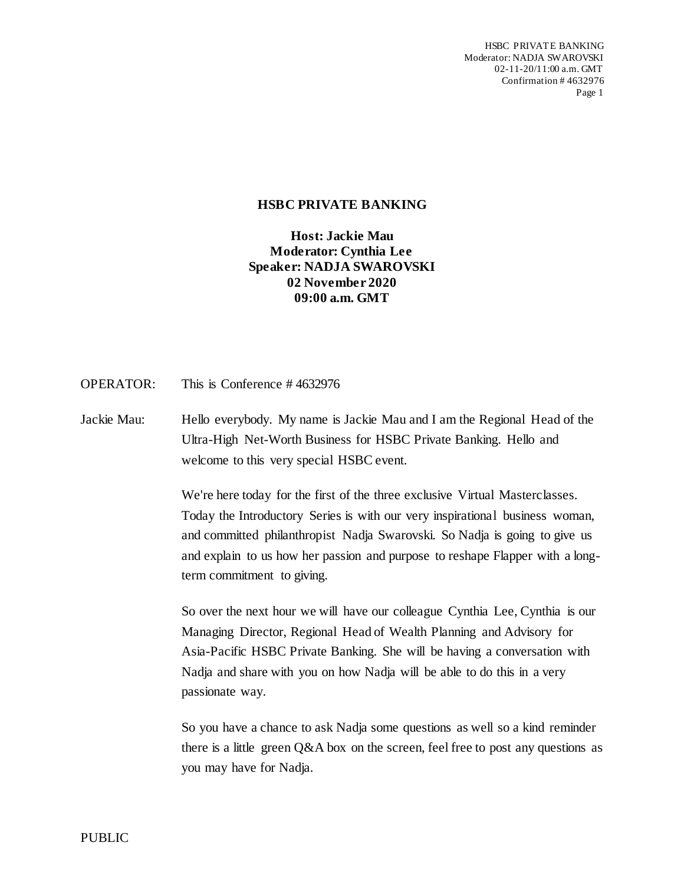# HSBC PRIVATE BANKING

**Host: Jackie Mau**
**Moderator: Cynthia Lee**
**Speaker: NADJA SWAROVSKI**
**02 November 2020**
**09:00 a.m. GMT**

OPERATOR: This is Conference # 4632976

Jackie Mau: Hello everybody. My name is Jackie Mau and I am the Regional Head of the Ultra-High Net-Worth Business for HSBC Private Banking. Hello and welcome to this very special HSBC event.

We're here today for the first of the three exclusive Virtual Masterclasses. Today the Introductory Series is with our very inspirational business woman, and committed philanthropist Nadja Swarovski. So Nadja is going to give us and explain to us how her passion and purpose to reshape Flapper with a long-term commitment to giving.

So over the next hour we will have our colleague Cynthia Lee, Cynthia is our Managing Director, Regional Head of Wealth Planning and Advisory for Asia-Pacific HSBC Private Banking. She will be having a conversation with Nadja and share with you on how Nadja will be able to do this in a very passionate way.

So you have a chance to ask Nadja some questions as well so a kind reminder there is a little green Q&A box on the screen, feel free to post any questions as you may have for Nadja.

PUBLIC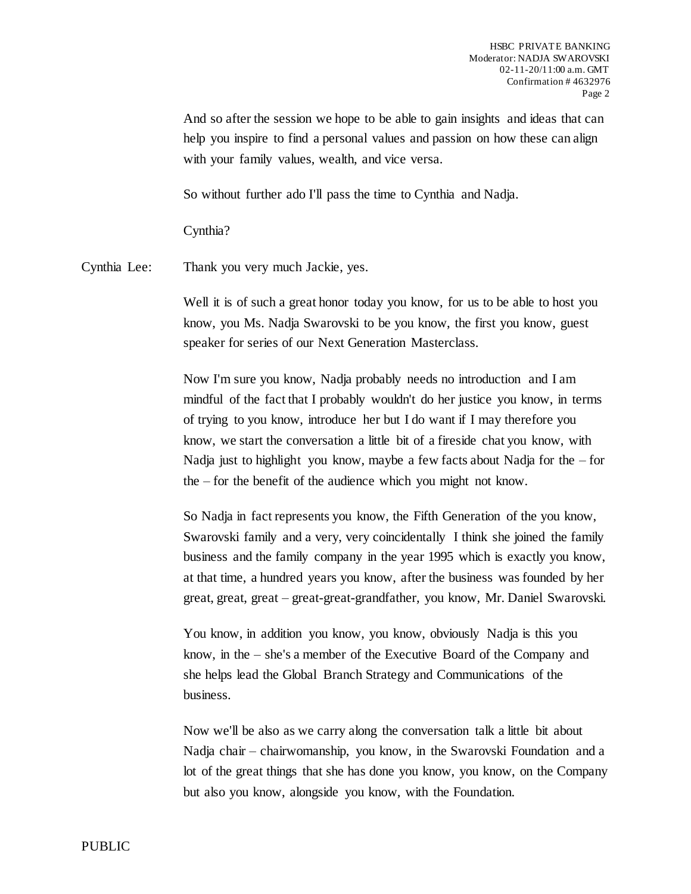And so after the session we hope to be able to gain insights and ideas that can help you inspire to find a personal values and passion on how these can align with your family values, wealth, and vice versa.

So without further ado I'll pass the time to Cynthia and Nadja.

Cynthia?

Cynthia Lee: Thank you very much Jackie, yes.

Well it is of such a great honor today you know, for us to be able to host you know, you Ms. Nadja Swarovski to be you know, the first you know, guest speaker for series of our Next Generation Masterclass.

Now I'm sure you know, Nadja probably needs no introduction and I am mindful of the fact that I probably wouldn't do her justice you know, in terms of trying to you know, introduce her but I do want if I may therefore you know, we start the conversation a little bit of a fireside chat you know, with Nadja just to highlight you know, maybe a few facts about Nadja for the – for the – for the benefit of the audience which you might not know.

So Nadja in fact represents you know, the Fifth Generation of the you know, Swarovski family and a very, very coincidentally I think she joined the family business and the family company in the year 1995 which is exactly you know, at that time, a hundred years you know, after the business was founded by her great, great, great – great-great-grandfather, you know, Mr. Daniel Swarovski.

You know, in addition you know, you know, obviously Nadja is this you know, in the – she's a member of the Executive Board of the Company and she helps lead the Global Branch Strategy and Communications of the business.

Now we'll be also as we carry along the conversation talk a little bit about Nadja chair – chairwomanship, you know, in the Swarovski Foundation and a lot of the great things that she has done you know, you know, on the Company but also you know, alongside you know, with the Foundation.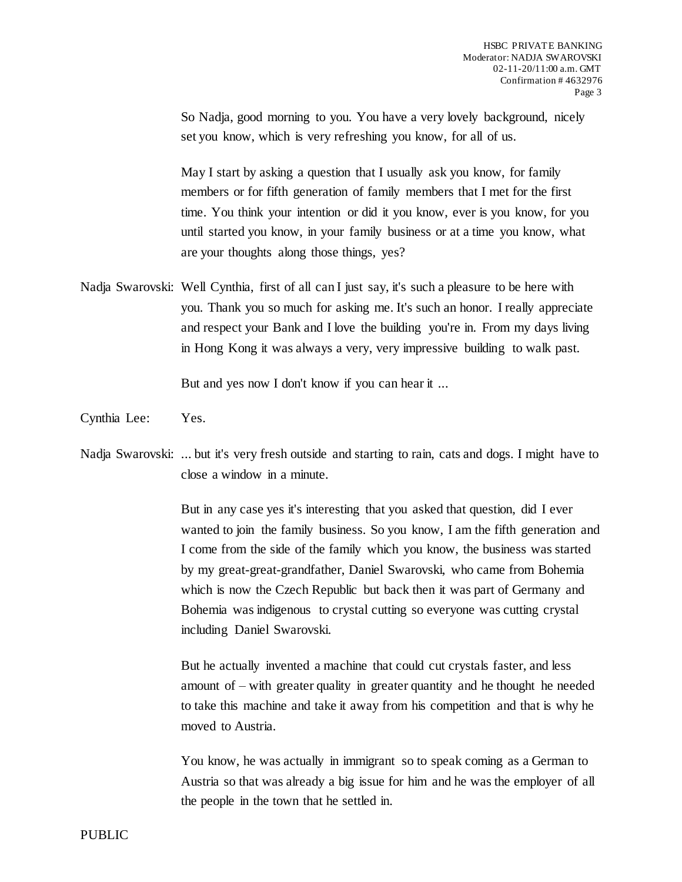So Nadja, good morning to you. You have a very lovely background, nicely set you know, which is very refreshing you know, for all of us.

May I start by asking a question that I usually ask you know, for family members or for fifth generation of family members that I met for the first time. You think your intention or did it you know, ever is you know, for you until started you know, in your family business or at a time you know, what are your thoughts along those things, yes?

Nadja Swarovski: Well Cynthia, first of all can I just say, it's such a pleasure to be here with you. Thank you so much for asking me. It's such an honor. I really appreciate and respect your Bank and I love the building you're in. From my days living in Hong Kong it was always a very, very impressive building to walk past.

But and yes now I don't know if you can hear it ...

Cynthia Lee: Yes.

Nadja Swarovski: ... but it's very fresh outside and starting to rain, cats and dogs. I might have to close a window in a minute.

But in any case yes it's interesting that you asked that question, did I ever wanted to join the family business. So you know, I am the fifth generation and I come from the side of the family which you know, the business was started by my great-great-grandfather, Daniel Swarovski, who came from Bohemia which is now the Czech Republic but back then it was part of Germany and Bohemia was indigenous to crystal cutting so everyone was cutting crystal including Daniel Swarovski.

But he actually invented a machine that could cut crystals faster, and less amount of – with greater quality in greater quantity and he thought he needed to take this machine and take it away from his competition and that is why he moved to Austria.

You know, he was actually in immigrant so to speak coming as a German to Austria so that was already a big issue for him and he was the employer of all the people in the town that he settled in.

PUBLIC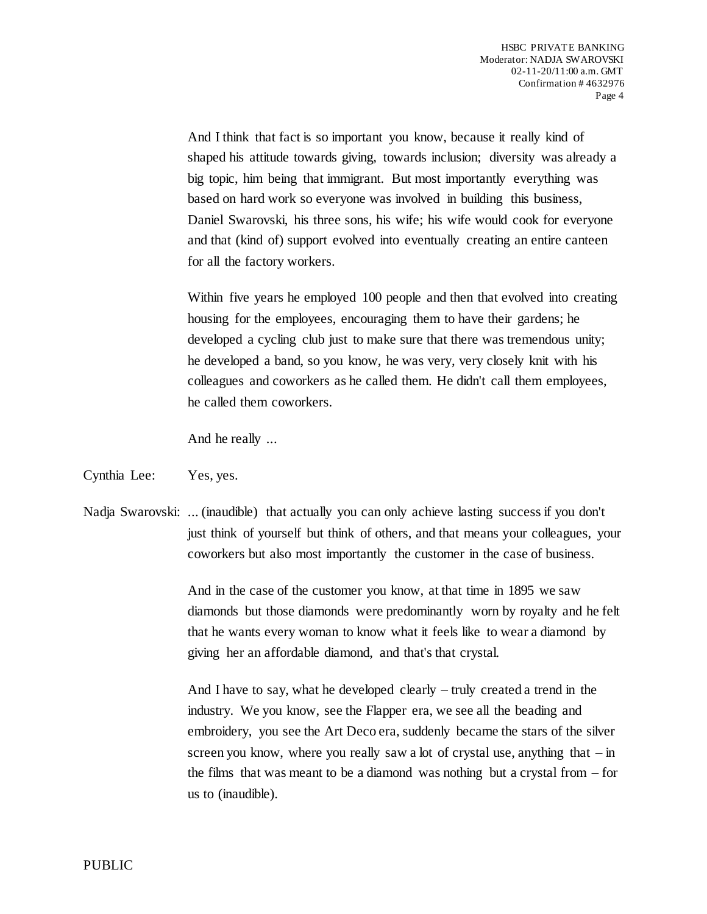And I think that fact is so important you know, because it really kind of shaped his attitude towards giving, towards inclusion; diversity was already a big topic, him being that immigrant. But most importantly everything was based on hard work so everyone was involved in building this business, Daniel Swarovski, his three sons, his wife; his wife would cook for everyone and that (kind of) support evolved into eventually creating an entire canteen for all the factory workers.

Within five years he employed 100 people and then that evolved into creating housing for the employees, encouraging them to have their gardens; he developed a cycling club just to make sure that there was tremendous unity; he developed a band, so you know, he was very, very closely knit with his colleagues and coworkers as he called them. He didn't call them employees, he called them coworkers.

And he really ...

Cynthia Lee: Yes, yes.

Nadja Swarovski: ... (inaudible) that actually you can only achieve lasting success if you don't just think of yourself but think of others, and that means your colleagues, your coworkers but also most importantly the customer in the case of business.

And in the case of the customer you know, at that time in 1895 we saw diamonds but those diamonds were predominantly worn by royalty and he felt that he wants every woman to know what it feels like to wear a diamond by giving her an affordable diamond, and that's that crystal.

And I have to say, what he developed clearly – truly created a trend in the industry. We you know, see the Flapper era, we see all the beading and embroidery, you see the Art Deco era, suddenly became the stars of the silver screen you know, where you really saw a lot of crystal use, anything that – in the films that was meant to be a diamond was nothing but a crystal from – for us to (inaudible).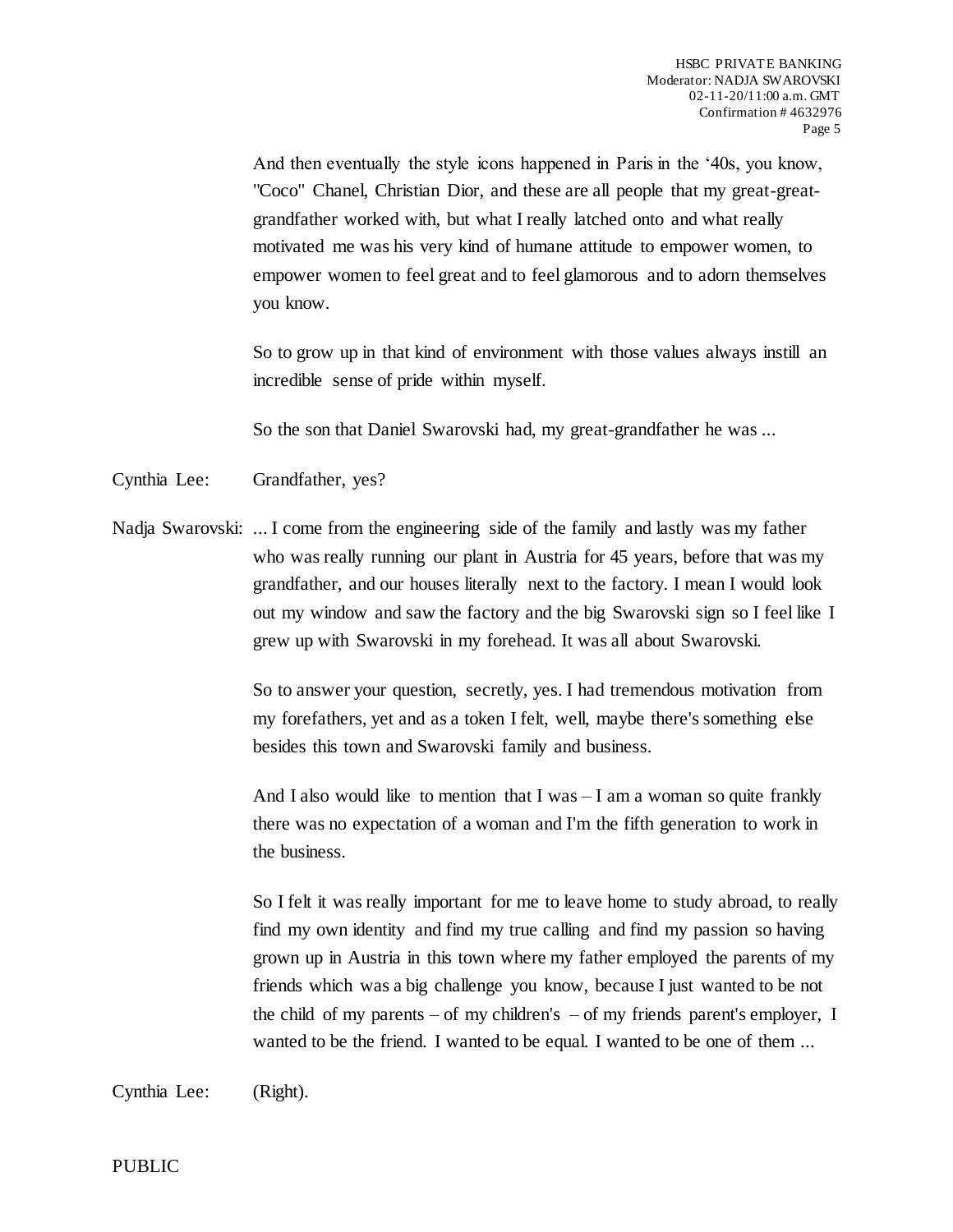And then eventually the style icons happened in Paris in the '40s, you know, "Coco" Chanel, Christian Dior, and these are all people that my great-great-grandfather worked with, but what I really latched onto and what really motivated me was his very kind of humane attitude to empower women, to empower women to feel great and to feel glamorous and to adorn themselves you know.

So to grow up in that kind of environment with those values always instill an incredible sense of pride within myself.

So the son that Daniel Swarovski had, my great-grandfather he was ...

Cynthia Lee: Grandfather, yes?

Nadja Swarovski: ... I come from the engineering side of the family and lastly was my father who was really running our plant in Austria for 45 years, before that was my grandfather, and our houses literally next to the factory. I mean I would look out my window and saw the factory and the big Swarovski sign so I feel like I grew up with Swarovski in my forehead. It was all about Swarovski.

So to answer your question, secretly, yes. I had tremendous motivation from my forefathers, yet and as a token I felt, well, maybe there's something else besides this town and Swarovski family and business.

And I also would like to mention that I was – I am a woman so quite frankly there was no expectation of a woman and I'm the fifth generation to work in the business.

So I felt it was really important for me to leave home to study abroad, to really find my own identity and find my true calling and find my passion so having grown up in Austria in this town where my father employed the parents of my friends which was a big challenge you know, because I just wanted to be not the child of my parents – of my children's – of my friends parent's employer, I wanted to be the friend. I wanted to be equal. I wanted to be one of them ...

Cynthia Lee: (Right).

PUBLIC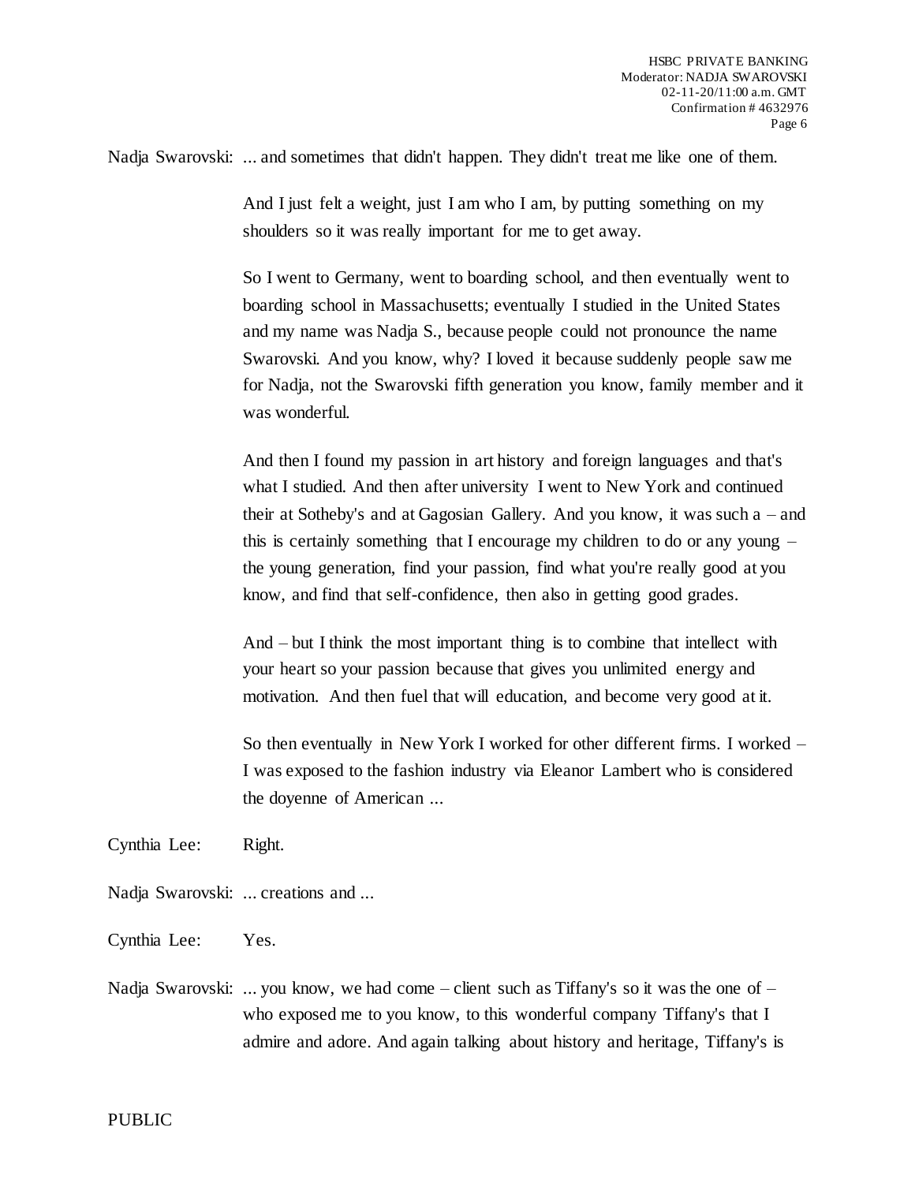Nadja Swarovski: ... and sometimes that didn't happen. They didn't treat me like one of them.

And I just felt a weight, just I am who I am, by putting something on my shoulders so it was really important for me to get away.

So I went to Germany, went to boarding school, and then eventually went to boarding school in Massachusetts; eventually I studied in the United States and my name was Nadja S., because people could not pronounce the name Swarovski. And you know, why? I loved it because suddenly people saw me for Nadja, not the Swarovski fifth generation you know, family member and it was wonderful.

And then I found my passion in art history and foreign languages and that's what I studied. And then after university I went to New York and continued their at Sotheby's and at Gagosian Gallery. And you know, it was such a – and this is certainly something that I encourage my children to do or any young – the young generation, find your passion, find what you're really good at you know, and find that self-confidence, then also in getting good grades.

And – but I think the most important thing is to combine that intellect with your heart so your passion because that gives you unlimited energy and motivation. And then fuel that will education, and become very good at it.

So then eventually in New York I worked for other different firms. I worked – I was exposed to the fashion industry via Eleanor Lambert who is considered the doyenne of American ...

Cynthia Lee: Right.

Nadja Swarovski: ... creations and ...

Cynthia Lee: Yes.

Nadja Swarovski: ... you know, we had come – client such as Tiffany's so it was the one of – who exposed me to you know, to this wonderful company Tiffany's that I admire and adore. And again talking about history and heritage, Tiffany's is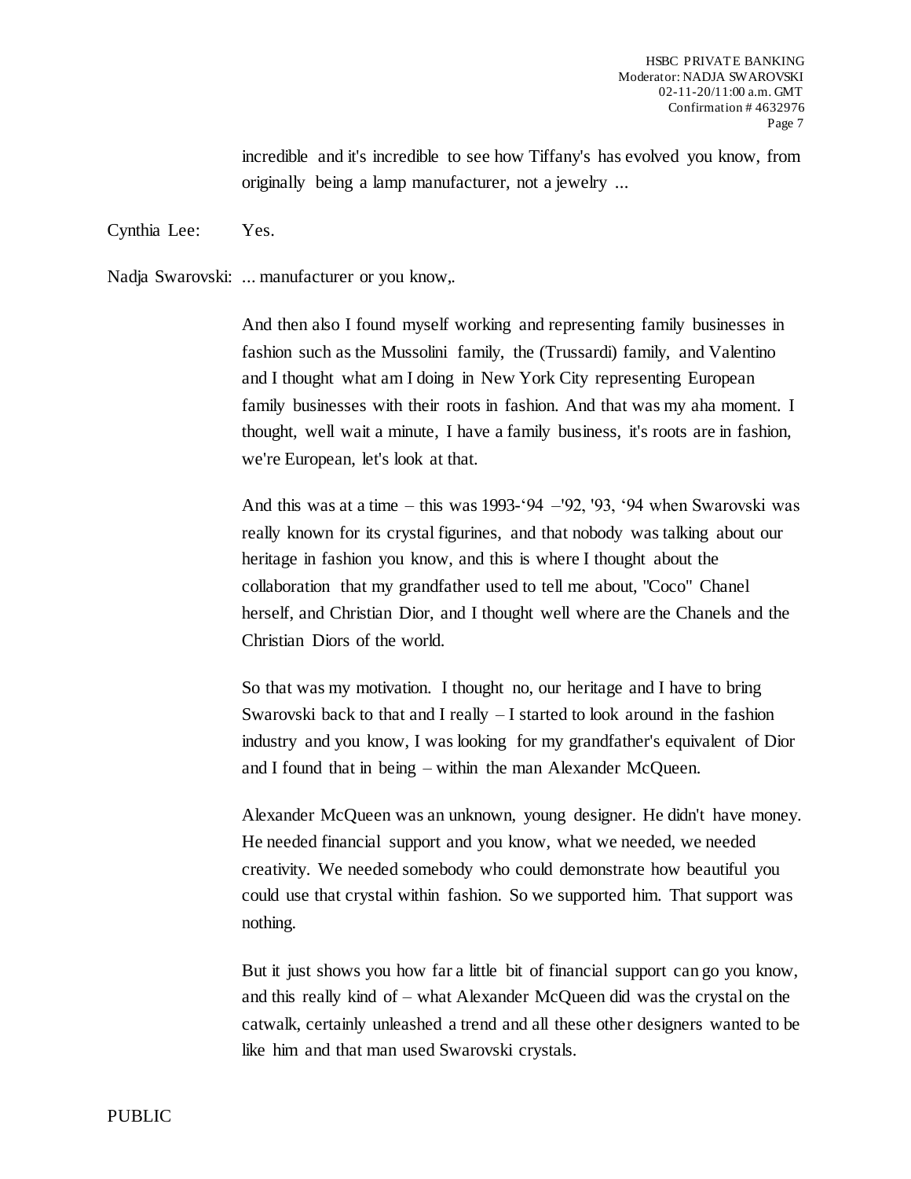incredible and it's incredible to see how Tiffany's has evolved you know, from originally being a lamp manufacturer, not a jewelry ...

Cynthia Lee: Yes.

Nadja Swarovski: ... manufacturer or you know,.

And then also I found myself working and representing family businesses in fashion such as the Mussolini family, the (Trussardi) family, and Valentino and I thought what am I doing in New York City representing European family businesses with their roots in fashion. And that was my aha moment. I thought, well wait a minute, I have a family business, it's roots are in fashion, we're European, let's look at that.

And this was at a time – this was 1993-'94 –'92, '93, '94 when Swarovski was really known for its crystal figurines, and that nobody was talking about our heritage in fashion you know, and this is where I thought about the collaboration that my grandfather used to tell me about, "Coco" Chanel herself, and Christian Dior, and I thought well where are the Chanels and the Christian Diors of the world.

So that was my motivation. I thought no, our heritage and I have to bring Swarovski back to that and I really – I started to look around in the fashion industry and you know, I was looking for my grandfather's equivalent of Dior and I found that in being – within the man Alexander McQueen.

Alexander McQueen was an unknown, young designer. He didn't have money. He needed financial support and you know, what we needed, we needed creativity. We needed somebody who could demonstrate how beautiful you could use that crystal within fashion. So we supported him. That support was nothing.

But it just shows you how far a little bit of financial support can go you know, and this really kind of – what Alexander McQueen did was the crystal on the catwalk, certainly unleashed a trend and all these other designers wanted to be like him and that man used Swarovski crystals.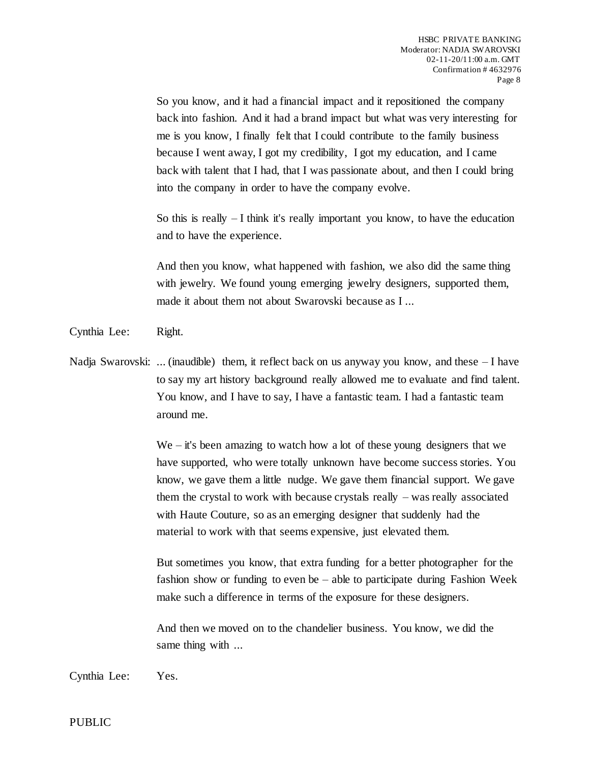So you know, and it had a financial impact and it repositioned the company back into fashion. And it had a brand impact but what was very interesting for me is you know, I finally felt that I could contribute to the family business because I went away, I got my credibility, I got my education, and I came back with talent that I had, that I was passionate about, and then I could bring into the company in order to have the company evolve.

So this is really – I think it's really important you know, to have the education and to have the experience.

And then you know, what happened with fashion, we also did the same thing with jewelry. We found young emerging jewelry designers, supported them, made it about them not about Swarovski because as I ...

Cynthia Lee: Right.

Nadja Swarovski: ... (inaudible) them, it reflect back on us anyway you know, and these – I have to say my art history background really allowed me to evaluate and find talent. You know, and I have to say, I have a fantastic team. I had a fantastic team around me.

We – it's been amazing to watch how a lot of these young designers that we have supported, who were totally unknown have become success stories. You know, we gave them a little nudge. We gave them financial support. We gave them the crystal to work with because crystals really – was really associated with Haute Couture, so as an emerging designer that suddenly had the material to work with that seems expensive, just elevated them.

But sometimes you know, that extra funding for a better photographer for the fashion show or funding to even be – able to participate during Fashion Week make such a difference in terms of the exposure for these designers.

And then we moved on to the chandelier business. You know, we did the same thing with ...

Cynthia Lee: Yes.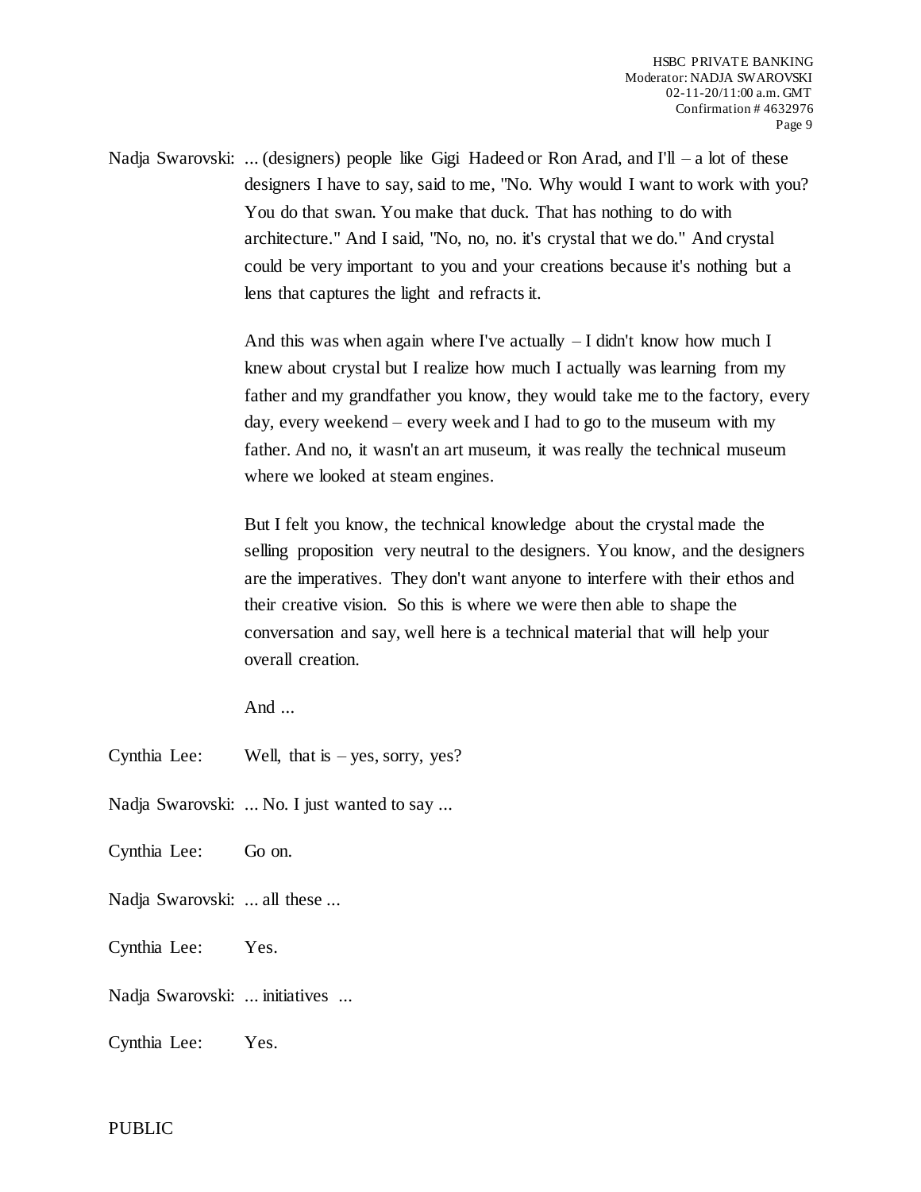Nadja Swarovski: ... (designers) people like Gigi Hadeed or Ron Arad, and I'll – a lot of these designers I have to say, said to me, "No. Why would I want to work with you? You do that swan. You make that duck. That has nothing to do with architecture." And I said, "No, no, no. it's crystal that we do." And crystal could be very important to you and your creations because it's nothing but a lens that captures the light and refracts it.

And this was when again where I've actually – I didn't know how much I knew about crystal but I realize how much I actually was learning from my father and my grandfather you know, they would take me to the factory, every day, every weekend – every week and I had to go to the museum with my father. And no, it wasn't an art museum, it was really the technical museum where we looked at steam engines.

But I felt you know, the technical knowledge about the crystal made the selling proposition very neutral to the designers. You know, and the designers are the imperatives. They don't want anyone to interfere with their ethos and their creative vision. So this is where we were then able to shape the conversation and say, well here is a technical material that will help your overall creation.

And ...

Cynthia Lee: Well, that is – yes, sorry, yes?

Nadja Swarovski: ... No. I just wanted to say ...

Cynthia Lee: Go on.

Nadja Swarovski: ... all these ...

Cynthia Lee: Yes.

Nadja Swarovski: ... initiatives ...

Cynthia Lee: Yes.

PUBLIC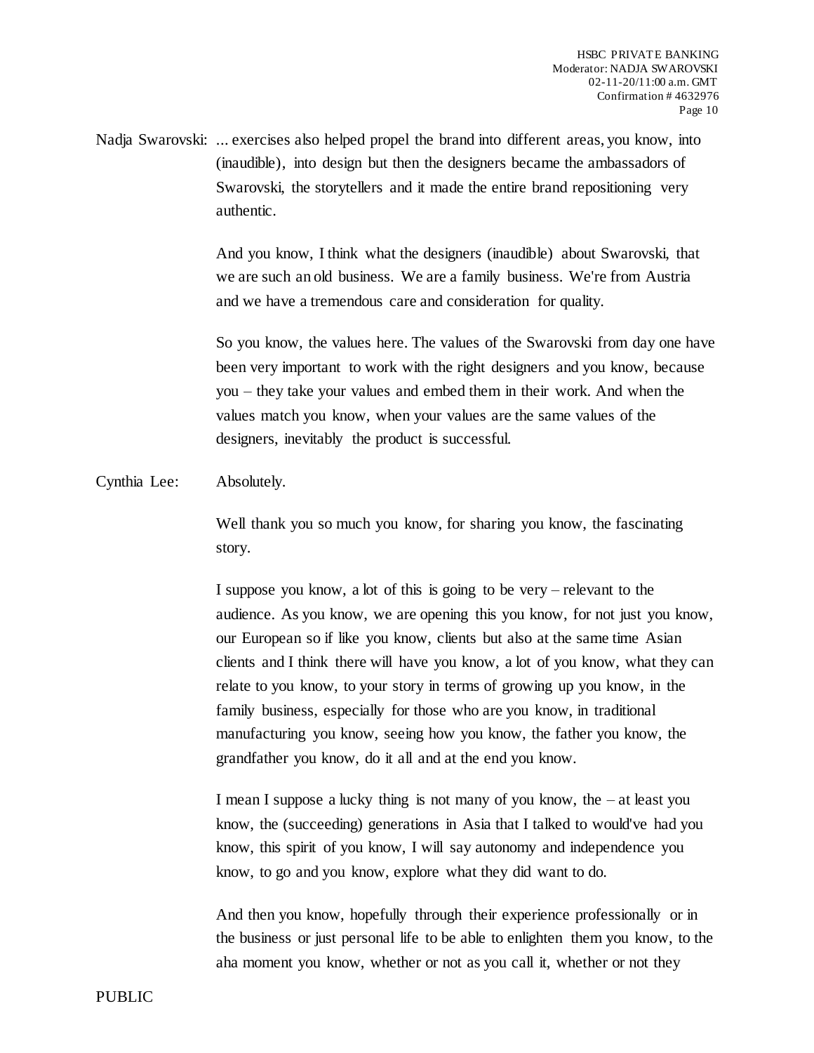Nadja Swarovski: ... exercises also helped propel the brand into different areas, you know, into (inaudible), into design but then the designers became the ambassadors of Swarovski, the storytellers and it made the entire brand repositioning very authentic.

And you know, I think what the designers (inaudible) about Swarovski, that we are such an old business. We are a family business. We're from Austria and we have a tremendous care and consideration for quality.

So you know, the values here. The values of the Swarovski from day one have been very important to work with the right designers and you know, because you – they take your values and embed them in their work. And when the values match you know, when your values are the same values of the designers, inevitably the product is successful.

Cynthia Lee: Absolutely.

Well thank you so much you know, for sharing you know, the fascinating story.

I suppose you know, a lot of this is going to be very – relevant to the audience. As you know, we are opening this you know, for not just you know, our European so if like you know, clients but also at the same time Asian clients and I think there will have you know, a lot of you know, what they can relate to you know, to your story in terms of growing up you know, in the family business, especially for those who are you know, in traditional manufacturing you know, seeing how you know, the father you know, the grandfather you know, do it all and at the end you know.

I mean I suppose a lucky thing is not many of you know, the – at least you know, the (succeeding) generations in Asia that I talked to would've had you know, this spirit of you know, I will say autonomy and independence you know, to go and you know, explore what they did want to do.

And then you know, hopefully through their experience professionally or in the business or just personal life to be able to enlighten them you know, to the aha moment you know, whether or not as you call it, whether or not they

PUBLIC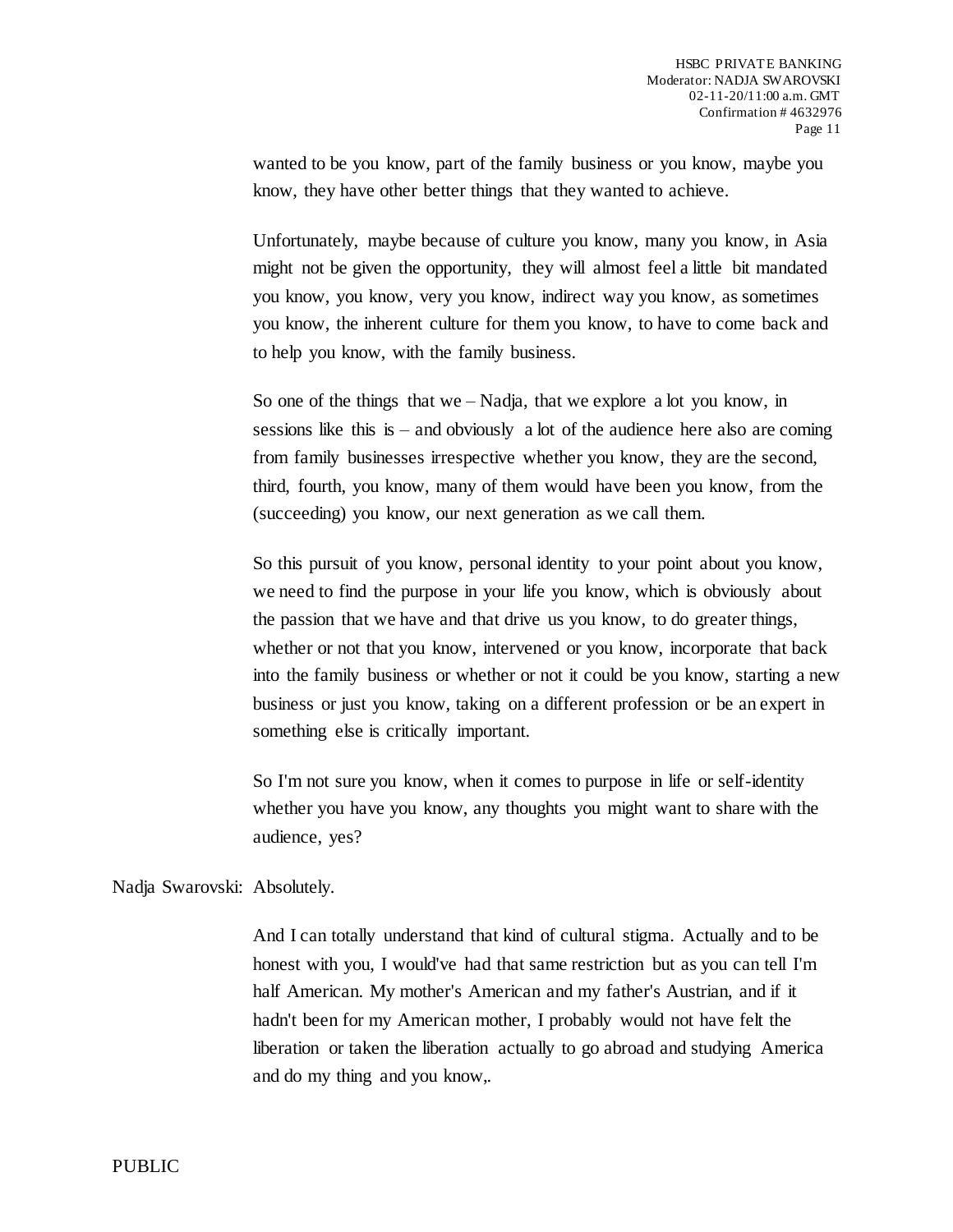wanted to be you know, part of the family business or you know, maybe you know, they have other better things that they wanted to achieve.

Unfortunately, maybe because of culture you know, many you know, in Asia might not be given the opportunity, they will almost feel a little bit mandated you know, you know, very you know, indirect way you know, as sometimes you know, the inherent culture for them you know, to have to come back and to help you know, with the family business.

So one of the things that we – Nadja, that we explore a lot you know, in sessions like this is – and obviously a lot of the audience here also are coming from family businesses irrespective whether you know, they are the second, third, fourth, you know, many of them would have been you know, from the (succeeding) you know, our next generation as we call them.

So this pursuit of you know, personal identity to your point about you know, we need to find the purpose in your life you know, which is obviously about the passion that we have and that drive us you know, to do greater things, whether or not that you know, intervened or you know, incorporate that back into the family business or whether or not it could be you know, starting a new business or just you know, taking on a different profession or be an expert in something else is critically important.

So I'm not sure you know, when it comes to purpose in life or self-identity whether you have you know, any thoughts you might want to share with the audience, yes?

Nadja Swarovski: Absolutely.

And I can totally understand that kind of cultural stigma. Actually and to be honest with you, I would've had that same restriction but as you can tell I'm half American. My mother's American and my father's Austrian, and if it hadn't been for my American mother, I probably would not have felt the liberation or taken the liberation actually to go abroad and studying America and do my thing and you know,.

PUBLIC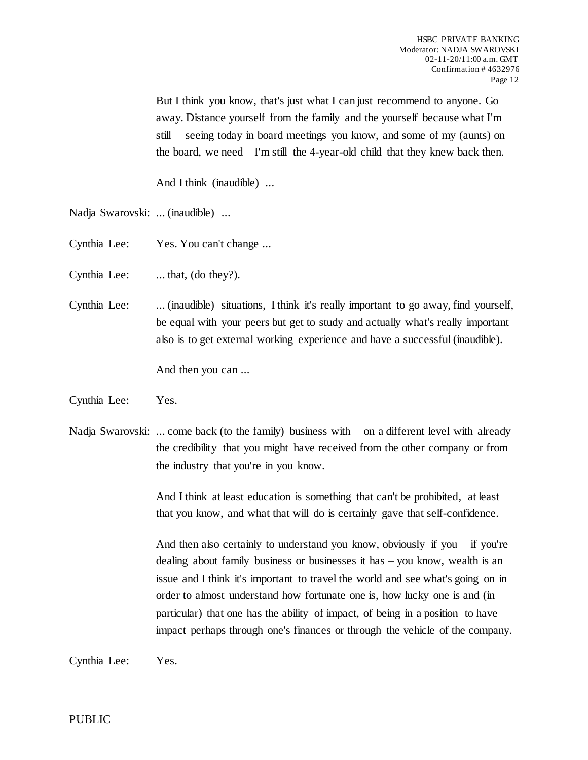But I think you know, that's just what I can just recommend to anyone. Go away. Distance yourself from the family and the yourself because what I'm still – seeing today in board meetings you know, and some of my (aunts) on the board, we need – I'm still the 4-year-old child that they knew back then.

And I think (inaudible) ...

Nadja Swarovski: ... (inaudible) ...

Cynthia Lee: Yes. You can't change ...

Cynthia Lee: ... that, (do they?).

Cynthia Lee: ... (inaudible) situations, I think it's really important to go away, find yourself, be equal with your peers but get to study and actually what's really important also is to get external working experience and have a successful (inaudible).

And then you can ...

Cynthia Lee: Yes.

Nadja Swarovski: ... come back (to the family) business with – on a different level with already the credibility that you might have received from the other company or from the industry that you're in you know.

And I think at least education is something that can't be prohibited, at least that you know, and what that will do is certainly gave that self-confidence.

And then also certainly to understand you know, obviously if you – if you're dealing about family business or businesses it has – you know, wealth is an issue and I think it's important to travel the world and see what's going on in order to almost understand how fortunate one is, how lucky one is and (in particular) that one has the ability of impact, of being in a position to have impact perhaps through one's finances or through the vehicle of the company.

Cynthia Lee: Yes.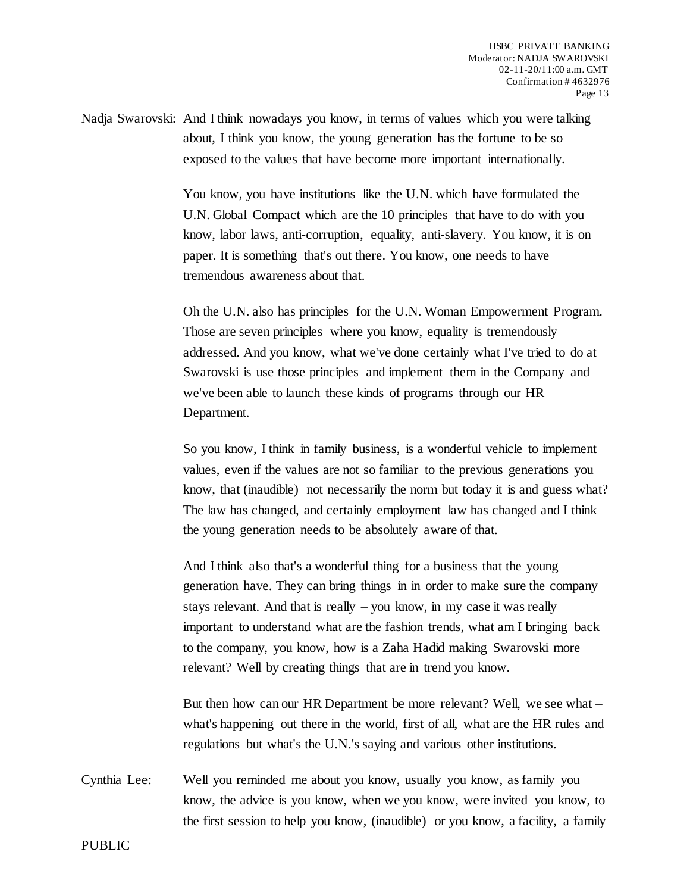Nadja Swarovski: And I think nowadays you know, in terms of values which you were talking about, I think you know, the young generation has the fortune to be so exposed to the values that have become more important internationally.

You know, you have institutions like the U.N. which have formulated the U.N. Global Compact which are the 10 principles that have to do with you know, labor laws, anti-corruption, equality, anti-slavery. You know, it is on paper. It is something that's out there. You know, one needs to have tremendous awareness about that.

Oh the U.N. also has principles for the U.N. Woman Empowerment Program. Those are seven principles where you know, equality is tremendously addressed. And you know, what we've done certainly what I've tried to do at Swarovski is use those principles and implement them in the Company and we've been able to launch these kinds of programs through our HR Department.

So you know, I think in family business, is a wonderful vehicle to implement values, even if the values are not so familiar to the previous generations you know, that (inaudible) not necessarily the norm but today it is and guess what? The law has changed, and certainly employment law has changed and I think the young generation needs to be absolutely aware of that.

And I think also that's a wonderful thing for a business that the young generation have. They can bring things in in order to make sure the company stays relevant. And that is really – you know, in my case it was really important to understand what are the fashion trends, what am I bringing back to the company, you know, how is a Zaha Hadid making Swarovski more relevant? Well by creating things that are in trend you know.

But then how can our HR Department be more relevant? Well, we see what – what's happening out there in the world, first of all, what are the HR rules and regulations but what's the U.N.'s saying and various other institutions.

Cynthia Lee: Well you reminded me about you know, usually you know, as family you know, the advice is you know, when we you know, were invited you know, to the first session to help you know, (inaudible) or you know, a facility, a family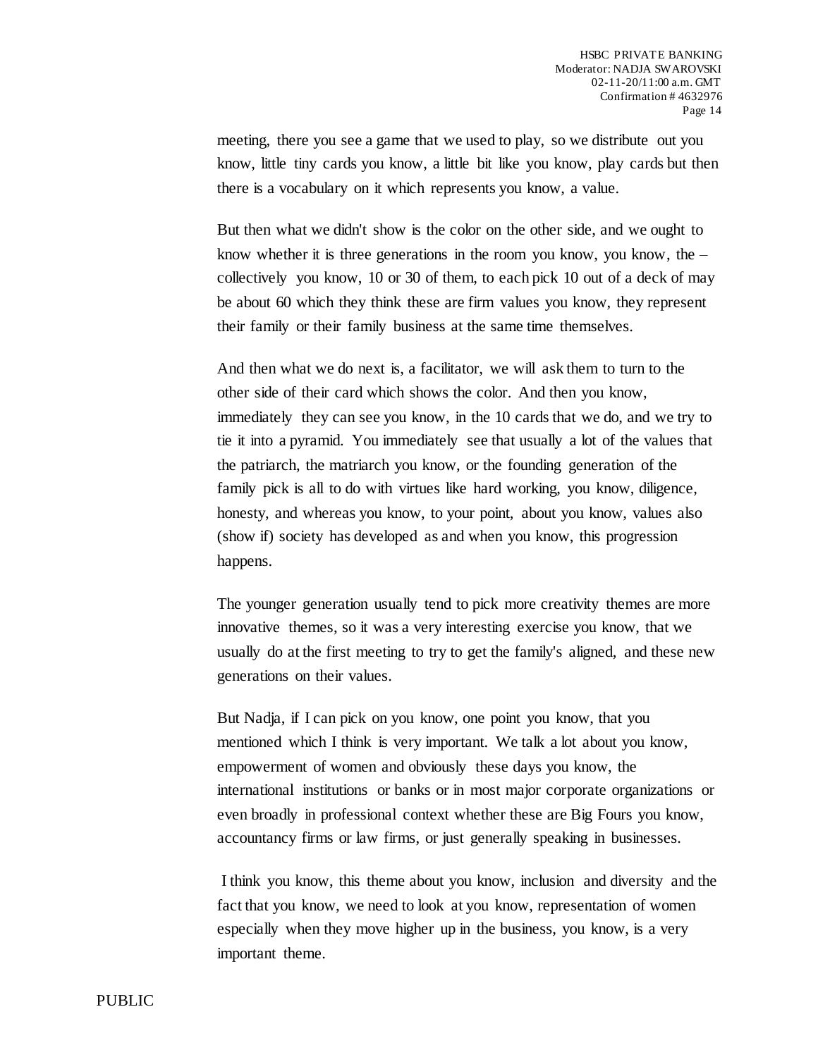meeting, there you see a game that we used to play, so we distribute out you know, little tiny cards you know, a little bit like you know, play cards but then there is a vocabulary on it which represents you know, a value.

But then what we didn't show is the color on the other side, and we ought to know whether it is three generations in the room you know, you know, the – collectively you know, 10 or 30 of them, to each pick 10 out of a deck of may be about 60 which they think these are firm values you know, they represent their family or their family business at the same time themselves.

And then what we do next is, a facilitator, we will ask them to turn to the other side of their card which shows the color. And then you know, immediately they can see you know, in the 10 cards that we do, and we try to tie it into a pyramid. You immediately see that usually a lot of the values that the patriarch, the matriarch you know, or the founding generation of the family pick is all to do with virtues like hard working, you know, diligence, honesty, and whereas you know, to your point, about you know, values also (show if) society has developed as and when you know, this progression happens.

The younger generation usually tend to pick more creativity themes are more innovative themes, so it was a very interesting exercise you know, that we usually do at the first meeting to try to get the family's aligned, and these new generations on their values.

But Nadja, if I can pick on you know, one point you know, that you mentioned which I think is very important. We talk a lot about you know, empowerment of women and obviously these days you know, the international institutions or banks or in most major corporate organizations or even broadly in professional context whether these are Big Fours you know, accountancy firms or law firms, or just generally speaking in businesses.

I think you know, this theme about you know, inclusion and diversity and the fact that you know, we need to look at you know, representation of women especially when they move higher up in the business, you know, is a very important theme.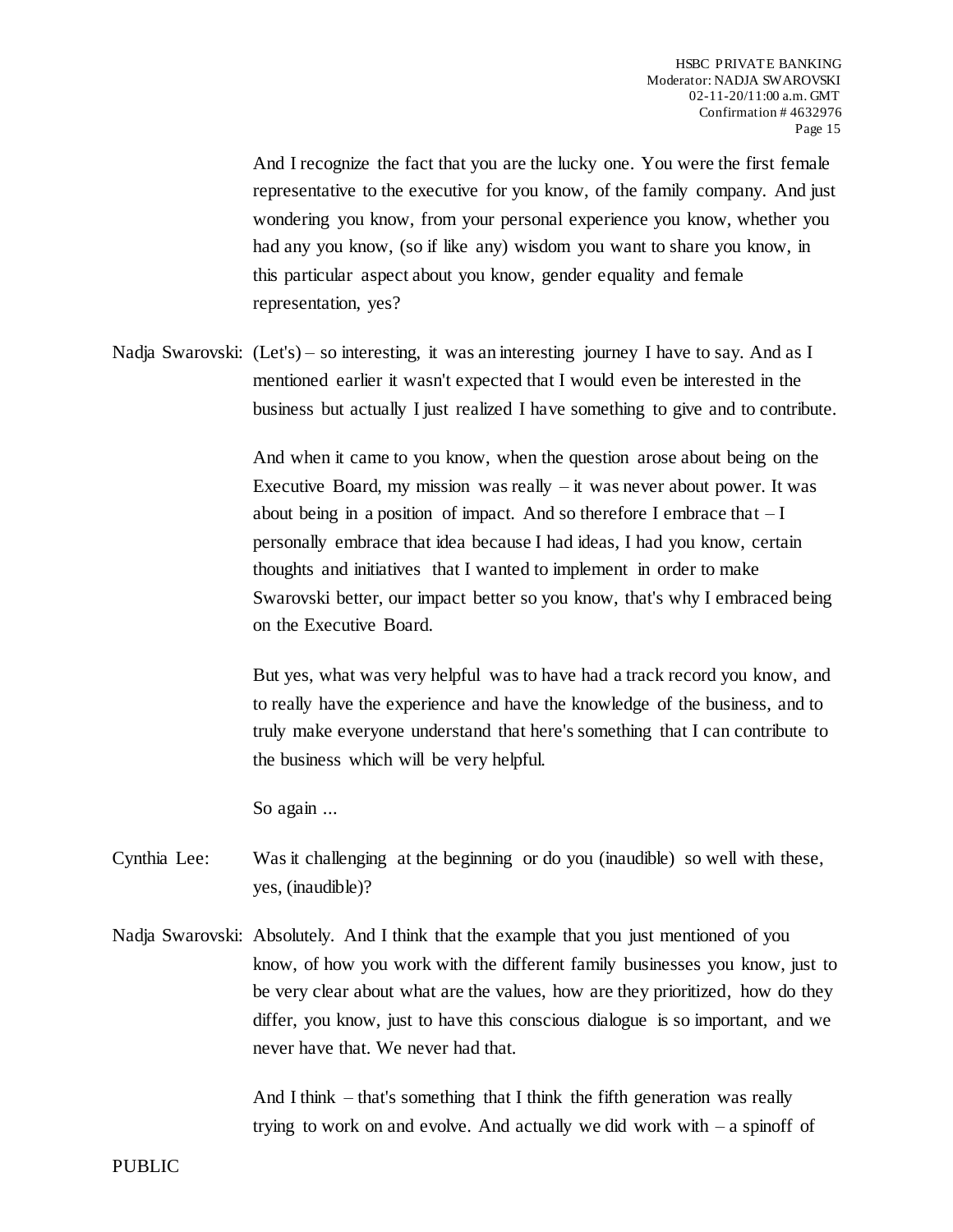And I recognize the fact that you are the lucky one. You were the first female representative to the executive for you know, of the family company. And just wondering you know, from your personal experience you know, whether you had any you know, (so if like any) wisdom you want to share you know, in this particular aspect about you know, gender equality and female representation, yes?

Nadja Swarovski: (Let's) – so interesting, it was an interesting journey I have to say. And as I mentioned earlier it wasn't expected that I would even be interested in the business but actually I just realized I have something to give and to contribute.

And when it came to you know, when the question arose about being on the Executive Board, my mission was really – it was never about power. It was about being in a position of impact. And so therefore I embrace that – I personally embrace that idea because I had ideas, I had you know, certain thoughts and initiatives that I wanted to implement in order to make Swarovski better, our impact better so you know, that's why I embraced being on the Executive Board.

But yes, what was very helpful was to have had a track record you know, and to really have the experience and have the knowledge of the business, and to truly make everyone understand that here's something that I can contribute to the business which will be very helpful.

So again ...

Cynthia Lee: Was it challenging at the beginning or do you (inaudible) so well with these, yes, (inaudible)?

Nadja Swarovski: Absolutely. And I think that the example that you just mentioned of you know, of how you work with the different family businesses you know, just to be very clear about what are the values, how are they prioritized, how do they differ, you know, just to have this conscious dialogue is so important, and we never have that. We never had that.

And I think – that's something that I think the fifth generation was really trying to work on and evolve. And actually we did work with – a spinoff of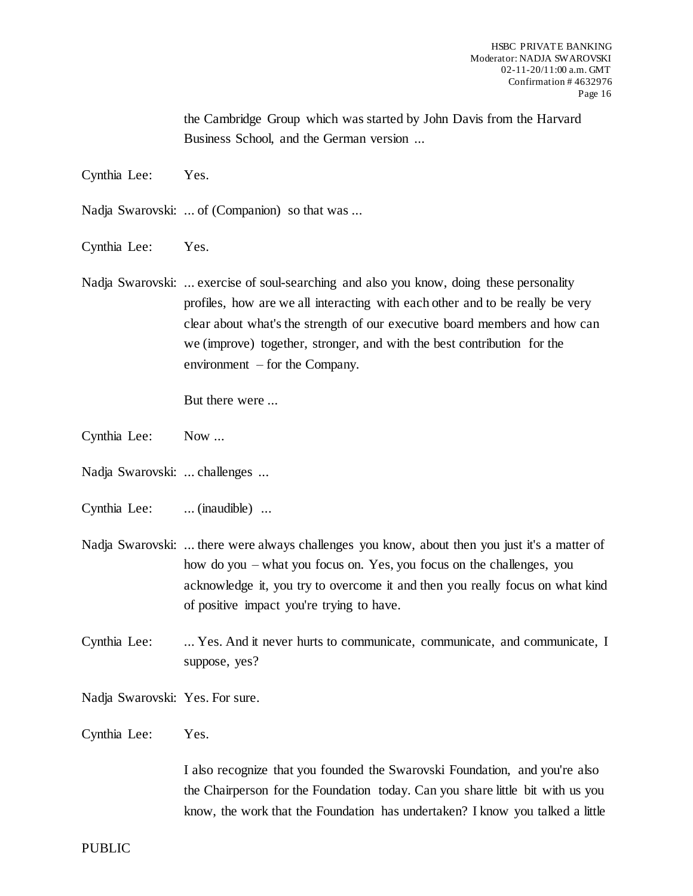the Cambridge Group which was started by John Davis from the Harvard Business School, and the German version ...

Cynthia Lee: Yes.

Nadja Swarovski: ... of (Companion) so that was ...

Cynthia Lee: Yes.

Nadja Swarovski: ... exercise of soul-searching and also you know, doing these personality profiles, how are we all interacting with each other and to be really be very clear about what's the strength of our executive board members and how can we (improve) together, stronger, and with the best contribution for the environment – for the Company.

But there were ...

Cynthia Lee: Now ...

Nadja Swarovski: ... challenges ...

Cynthia Lee: ... (inaudible) ...

Nadja Swarovski: ... there were always challenges you know, about then you just it's a matter of how do you – what you focus on. Yes, you focus on the challenges, you acknowledge it, you try to overcome it and then you really focus on what kind of positive impact you're trying to have.

Cynthia Lee: ... Yes. And it never hurts to communicate, communicate, and communicate, I suppose, yes?

Nadja Swarovski: Yes. For sure.

Cynthia Lee: Yes.

I also recognize that you founded the Swarovski Foundation, and you're also the Chairperson for the Foundation today. Can you share little bit with us you know, the work that the Foundation has undertaken? I know you talked a little

PUBLIC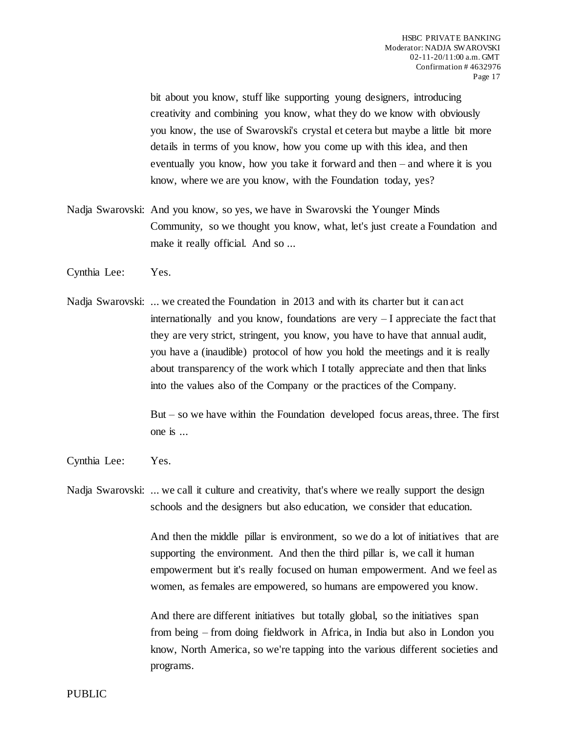bit about you know, stuff like supporting young designers, introducing creativity and combining you know, what they do we know with obviously you know, the use of Swarovski's crystal et cetera but maybe a little bit more details in terms of you know, how you come up with this idea, and then eventually you know, how you take it forward and then – and where it is you know, where we are you know, with the Foundation today, yes?

Nadja Swarovski: And you know, so yes, we have in Swarovski the Younger Minds Community, so we thought you know, what, let's just create a Foundation and make it really official. And so ...

Cynthia Lee: Yes.

Nadja Swarovski: ... we created the Foundation in 2013 and with its charter but it can act internationally and you know, foundations are very – I appreciate the fact that they are very strict, stringent, you know, you have to have that annual audit, you have a (inaudible) protocol of how you hold the meetings and it is really about transparency of the work which I totally appreciate and then that links into the values also of the Company or the practices of the Company.

But – so we have within the Foundation developed focus areas, three. The first one is ...

Cynthia Lee: Yes.

Nadja Swarovski: ... we call it culture and creativity, that's where we really support the design schools and the designers but also education, we consider that education.

And then the middle pillar is environment, so we do a lot of initiatives that are supporting the environment. And then the third pillar is, we call it human empowerment but it's really focused on human empowerment. And we feel as women, as females are empowered, so humans are empowered you know.

And there are different initiatives but totally global, so the initiatives span from being – from doing fieldwork in Africa, in India but also in London you know, North America, so we're tapping into the various different societies and programs.

PUBLIC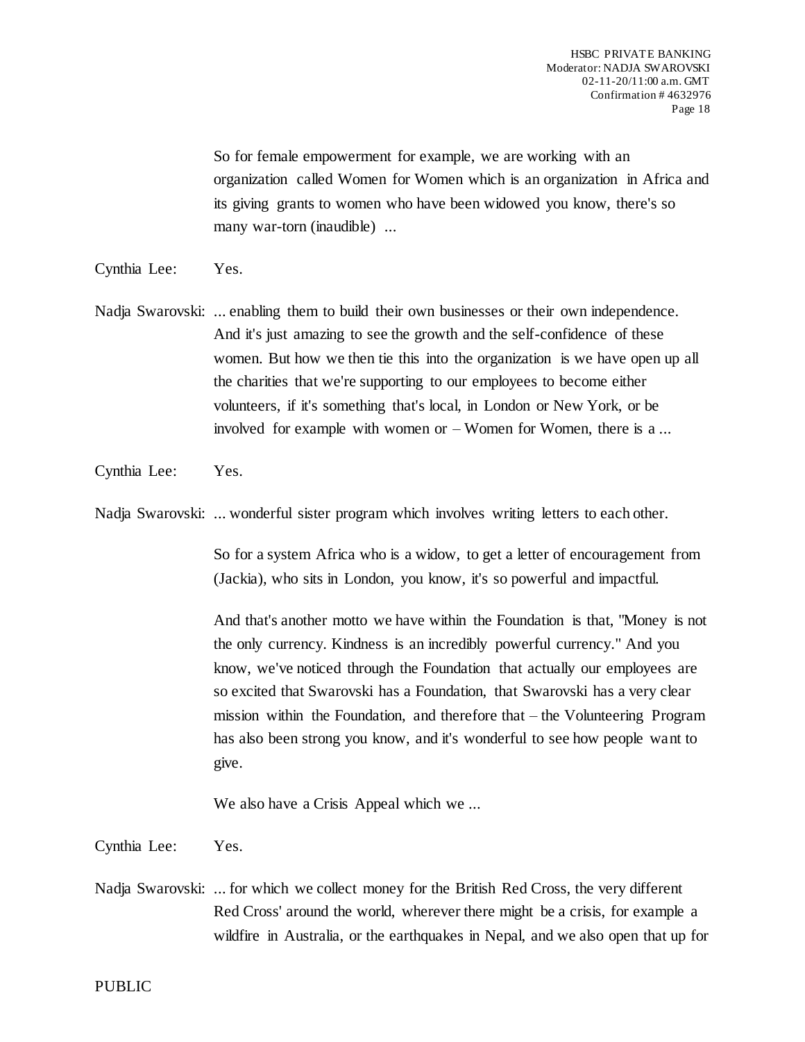So for female empowerment for example, we are working with an organization called Women for Women which is an organization in Africa and its giving grants to women who have been widowed you know, there's so many war-torn (inaudible) ...

Cynthia Lee: Yes.

Nadja Swarovski: ... enabling them to build their own businesses or their own independence. And it's just amazing to see the growth and the self-confidence of these women. But how we then tie this into the organization is we have open up all the charities that we're supporting to our employees to become either volunteers, if it's something that's local, in London or New York, or be involved for example with women or – Women for Women, there is a ...

Cynthia Lee: Yes.

Nadja Swarovski: ... wonderful sister program which involves writing letters to each other.

So for a system Africa who is a widow, to get a letter of encouragement from (Jackia), who sits in London, you know, it's so powerful and impactful.

And that's another motto we have within the Foundation is that, "Money is not the only currency. Kindness is an incredibly powerful currency." And you know, we've noticed through the Foundation that actually our employees are so excited that Swarovski has a Foundation, that Swarovski has a very clear mission within the Foundation, and therefore that – the Volunteering Program has also been strong you know, and it's wonderful to see how people want to give.

We also have a Crisis Appeal which we ...

Cynthia Lee: Yes.

Nadja Swarovski: ... for which we collect money for the British Red Cross, the very different Red Cross' around the world, wherever there might be a crisis, for example a wildfire in Australia, or the earthquakes in Nepal, and we also open that up for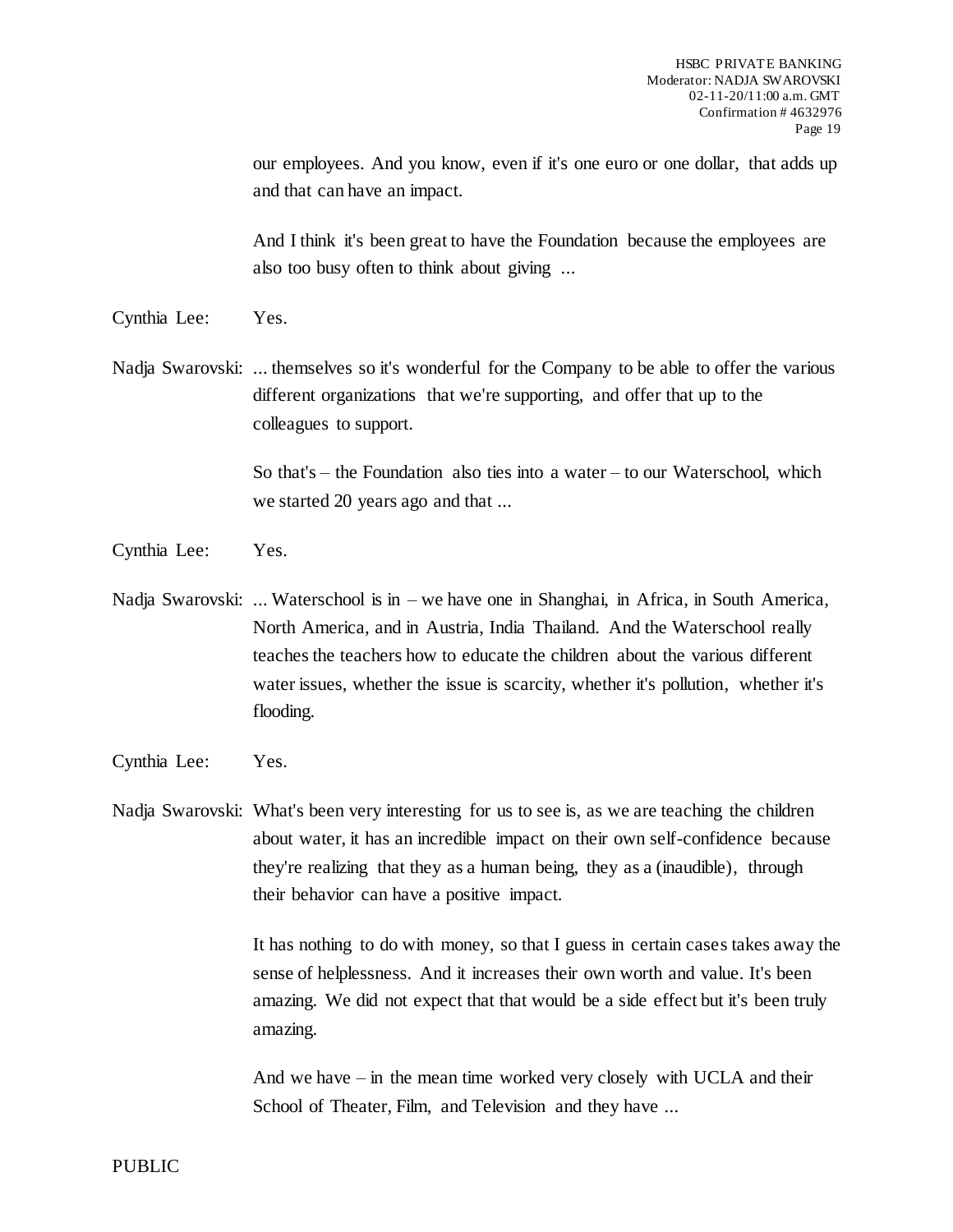our employees. And you know, even if it's one euro or one dollar, that adds up and that can have an impact.

And I think it's been great to have the Foundation because the employees are also too busy often to think about giving ...

Cynthia Lee: Yes.

Nadja Swarovski: ... themselves so it's wonderful for the Company to be able to offer the various different organizations that we're supporting, and offer that up to the colleagues to support.

So that's – the Foundation also ties into a water – to our Waterschool, which we started 20 years ago and that ...

Cynthia Lee: Yes.

Nadja Swarovski: ... Waterschool is in – we have one in Shanghai, in Africa, in South America, North America, and in Austria, India Thailand. And the Waterschool really teaches the teachers how to educate the children about the various different water issues, whether the issue is scarcity, whether it's pollution, whether it's flooding.

Cynthia Lee: Yes.

Nadja Swarovski: What's been very interesting for us to see is, as we are teaching the children about water, it has an incredible impact on their own self-confidence because they're realizing that they as a human being, they as a (inaudible), through their behavior can have a positive impact.

It has nothing to do with money, so that I guess in certain cases takes away the sense of helplessness. And it increases their own worth and value. It's been amazing. We did not expect that that would be a side effect but it's been truly amazing.

And we have – in the mean time worked very closely with UCLA and their School of Theater, Film, and Television and they have ...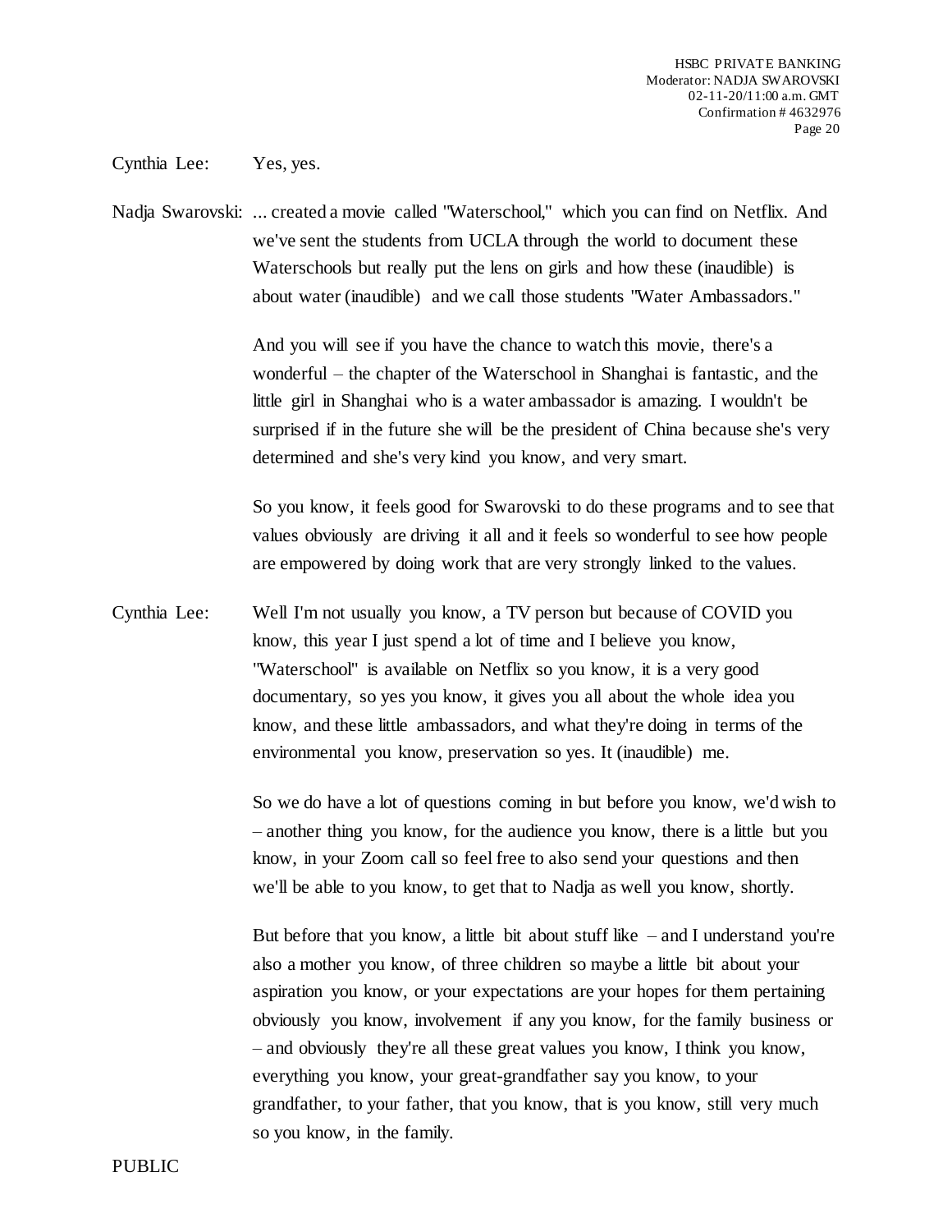Cynthia Lee: Yes, yes.

Nadja Swarovski: ... created a movie called "Waterschool," which you can find on Netflix. And we've sent the students from UCLA through the world to document these Waterschools but really put the lens on girls and how these (inaudible) is about water (inaudible) and we call those students "Water Ambassadors."

And you will see if you have the chance to watch this movie, there's a wonderful – the chapter of the Waterschool in Shanghai is fantastic, and the little girl in Shanghai who is a water ambassador is amazing. I wouldn't be surprised if in the future she will be the president of China because she's very determined and she's very kind you know, and very smart.

So you know, it feels good for Swarovski to do these programs and to see that values obviously are driving it all and it feels so wonderful to see how people are empowered by doing work that are very strongly linked to the values.

Cynthia Lee: Well I'm not usually you know, a TV person but because of COVID you know, this year I just spend a lot of time and I believe you know, "Waterschool" is available on Netflix so you know, it is a very good documentary, so yes you know, it gives you all about the whole idea you know, and these little ambassadors, and what they're doing in terms of the environmental you know, preservation so yes. It (inaudible) me.

So we do have a lot of questions coming in but before you know, we'd wish to – another thing you know, for the audience you know, there is a little but you know, in your Zoom call so feel free to also send your questions and then we'll be able to you know, to get that to Nadja as well you know, shortly.

But before that you know, a little bit about stuff like – and I understand you're also a mother you know, of three children so maybe a little bit about your aspiration you know, or your expectations are your hopes for them pertaining obviously you know, involvement if any you know, for the family business or – and obviously they're all these great values you know, I think you know, everything you know, your great-grandfather say you know, to your grandfather, to your father, that you know, that is you know, still very much so you know, in the family.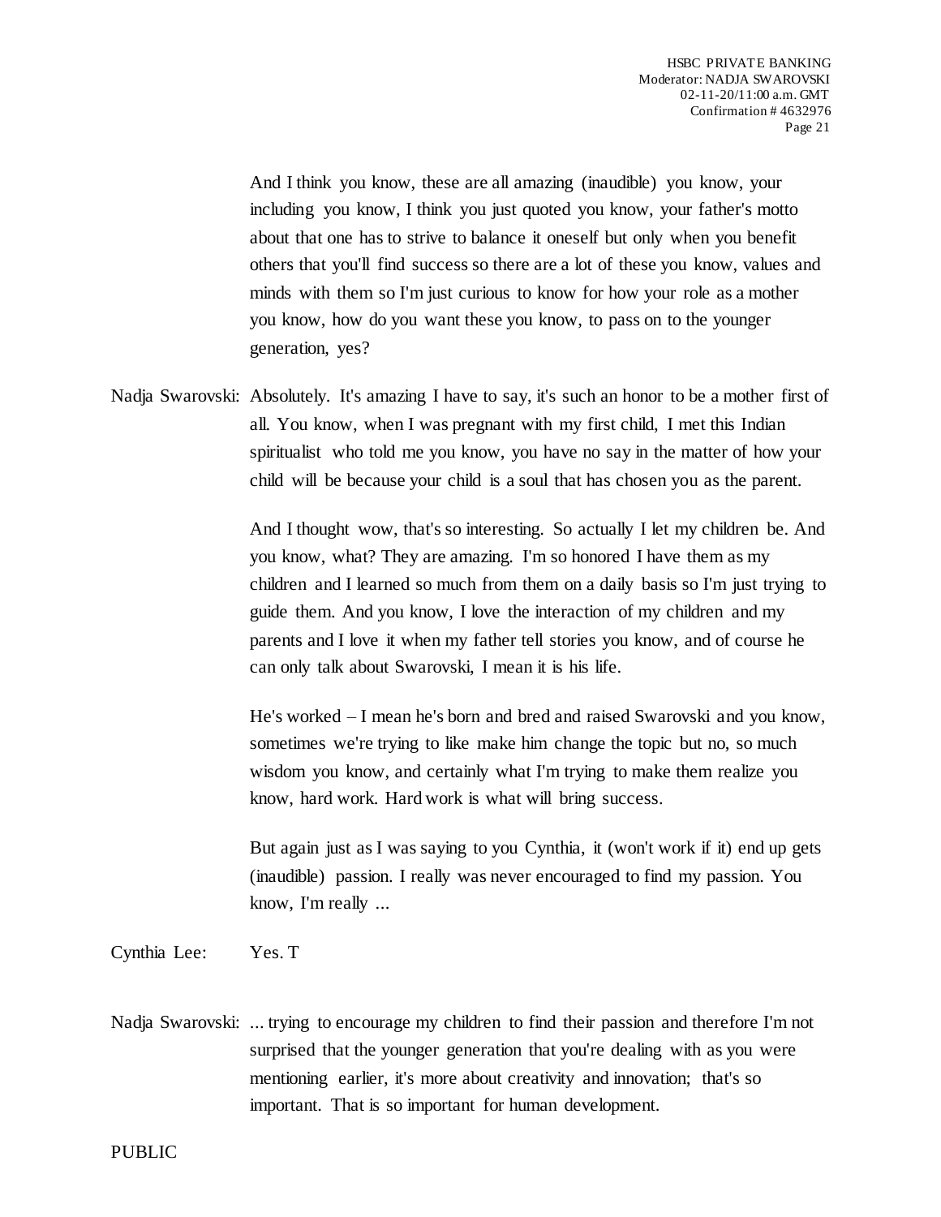And I think you know, these are all amazing (inaudible) you know, your including you know, I think you just quoted you know, your father's motto about that one has to strive to balance it oneself but only when you benefit others that you'll find success so there are a lot of these you know, values and minds with them so I'm just curious to know for how your role as a mother you know, how do you want these you know, to pass on to the younger generation, yes?

Nadja Swarovski: Absolutely. It's amazing I have to say, it's such an honor to be a mother first of all. You know, when I was pregnant with my first child, I met this Indian spiritualist who told me you know, you have no say in the matter of how your child will be because your child is a soul that has chosen you as the parent.

And I thought wow, that's so interesting. So actually I let my children be. And you know, what? They are amazing. I'm so honored I have them as my children and I learned so much from them on a daily basis so I'm just trying to guide them. And you know, I love the interaction of my children and my parents and I love it when my father tell stories you know, and of course he can only talk about Swarovski, I mean it is his life.

He's worked – I mean he's born and bred and raised Swarovski and you know, sometimes we're trying to like make him change the topic but no, so much wisdom you know, and certainly what I'm trying to make them realize you know, hard work. Hard work is what will bring success.

But again just as I was saying to you Cynthia, it (won't work if it) end up gets (inaudible) passion. I really was never encouraged to find my passion. You know, I'm really ...

Cynthia Lee: Yes. T

Nadja Swarovski: ... trying to encourage my children to find their passion and therefore I'm not surprised that the younger generation that you're dealing with as you were mentioning earlier, it's more about creativity and innovation; that's so important. That is so important for human development.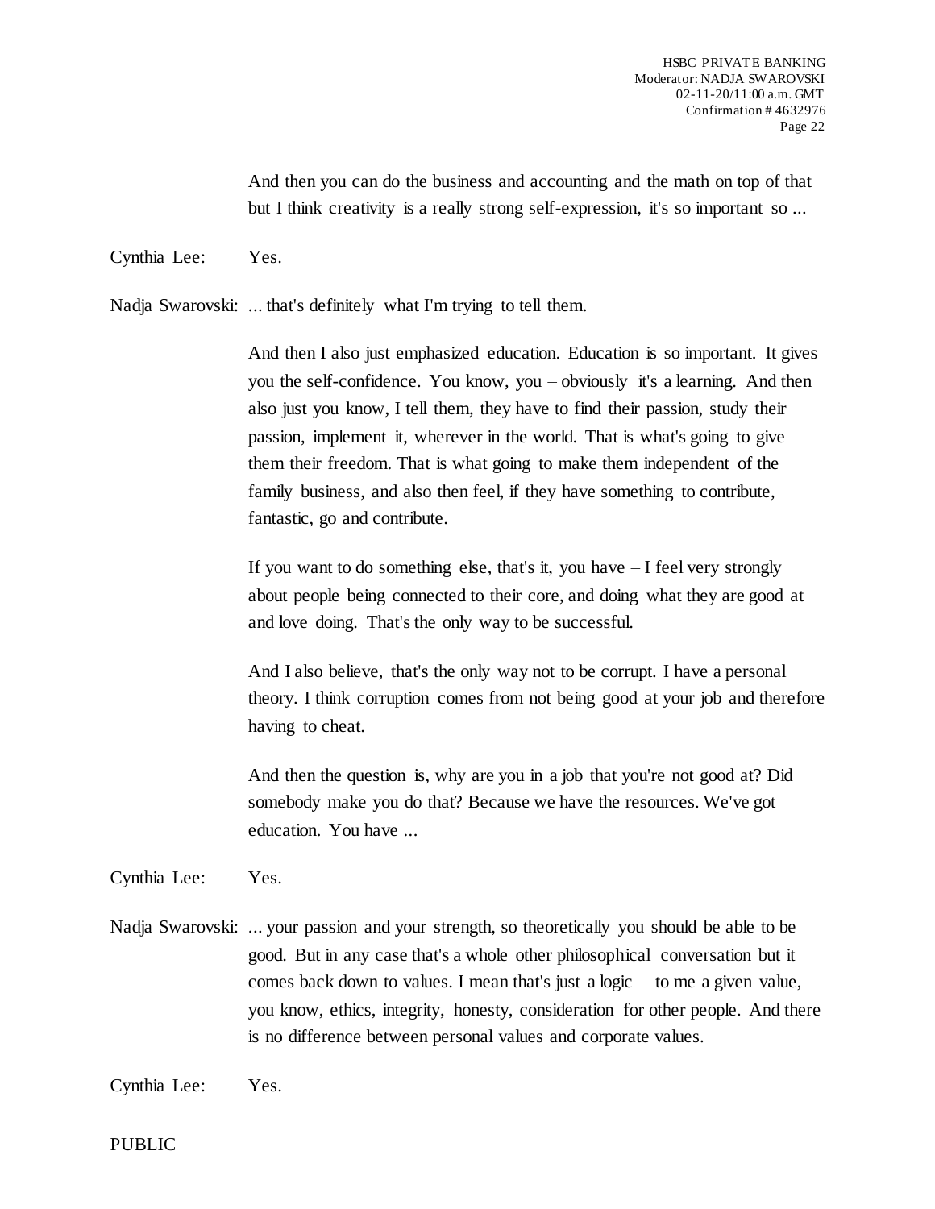And then you can do the business and accounting and the math on top of that but I think creativity is a really strong self-expression, it's so important so ...

Cynthia Lee: Yes.

Nadja Swarovski: ... that's definitely what I'm trying to tell them.

And then I also just emphasized education. Education is so important. It gives you the self-confidence. You know, you – obviously it's a learning. And then also just you know, I tell them, they have to find their passion, study their passion, implement it, wherever in the world. That is what's going to give them their freedom. That is what going to make them independent of the family business, and also then feel, if they have something to contribute, fantastic, go and contribute.

If you want to do something else, that's it, you have – I feel very strongly about people being connected to their core, and doing what they are good at and love doing. That's the only way to be successful.

And I also believe, that's the only way not to be corrupt. I have a personal theory. I think corruption comes from not being good at your job and therefore having to cheat.

And then the question is, why are you in a job that you're not good at? Did somebody make you do that? Because we have the resources. We've got education. You have ...

Cynthia Lee: Yes.

Nadja Swarovski: ... your passion and your strength, so theoretically you should be able to be good. But in any case that's a whole other philosophical conversation but it comes back down to values. I mean that's just a logic – to me a given value, you know, ethics, integrity, honesty, consideration for other people. And there is no difference between personal values and corporate values.

Cynthia Lee: Yes.

PUBLIC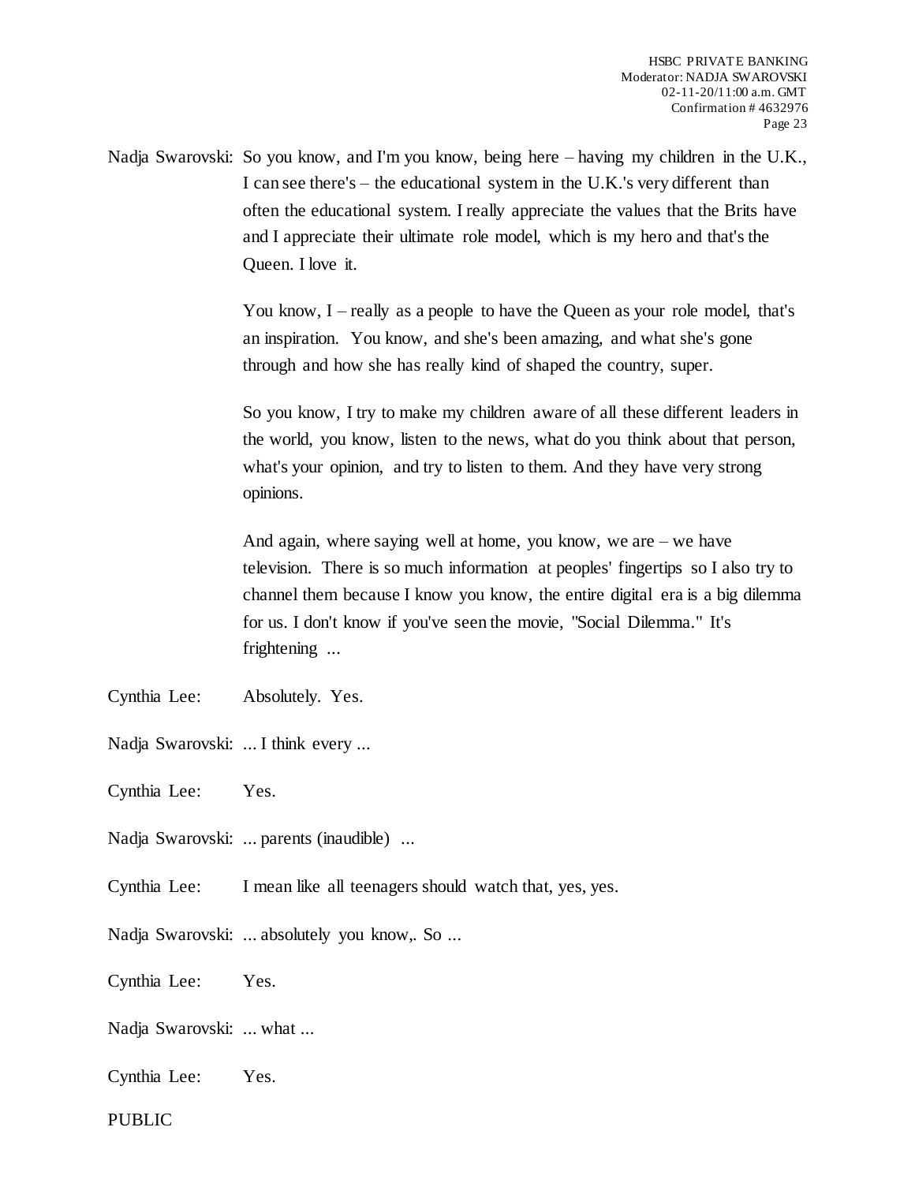Nadja Swarovski: So you know, and I'm you know, being here – having my children in the U.K., I can see there's – the educational system in the U.K.'s very different than often the educational system. I really appreciate the values that the Brits have and I appreciate their ultimate role model, which is my hero and that's the Queen. I love it.

You know, I – really as a people to have the Queen as your role model, that's an inspiration. You know, and she's been amazing, and what she's gone through and how she has really kind of shaped the country, super.

So you know, I try to make my children aware of all these different leaders in the world, you know, listen to the news, what do you think about that person, what's your opinion, and try to listen to them. And they have very strong opinions.

And again, where saying well at home, you know, we are – we have television. There is so much information at peoples' fingertips so I also try to channel them because I know you know, the entire digital era is a big dilemma for us. I don't know if you've seen the movie, "Social Dilemma." It's frightening ...

Cynthia Lee: Absolutely. Yes.

Nadja Swarovski: ... I think every ...

Cynthia Lee: Yes.

Nadja Swarovski: ... parents (inaudible) ...

Cynthia Lee: I mean like all teenagers should watch that, yes, yes.

Nadja Swarovski: ... absolutely you know,. So ...

Cynthia Lee: Yes.

Nadja Swarovski: ... what ...

Cynthia Lee: Yes.

PUBLIC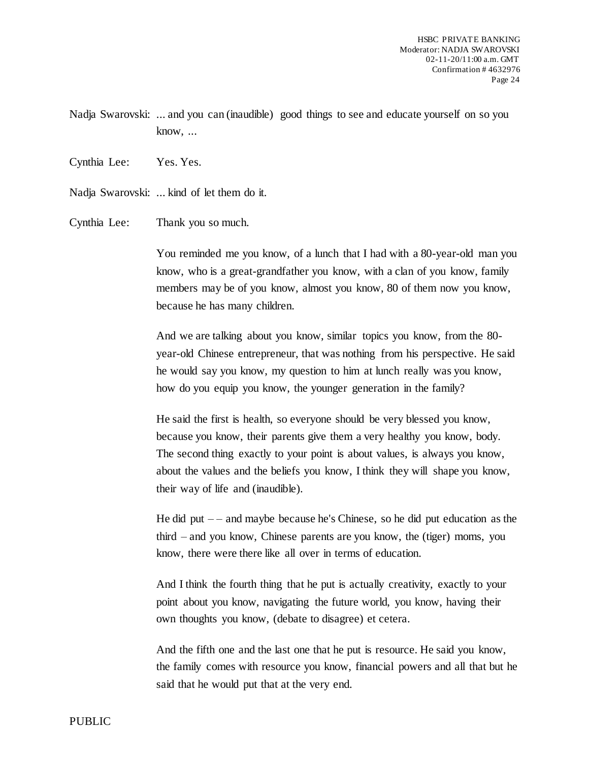Nadja Swarovski: ... and you can (inaudible) good things to see and educate yourself on so you know, ...

Cynthia Lee: Yes. Yes.

Nadja Swarovski: ... kind of let them do it.

Cynthia Lee: Thank you so much.

You reminded me you know, of a lunch that I had with a 80-year-old man you know, who is a great-grandfather you know, with a clan of you know, family members may be of you know, almost you know, 80 of them now you know, because he has many children.

And we are talking about you know, similar topics you know, from the 80-year-old Chinese entrepreneur, that was nothing from his perspective. He said he would say you know, my question to him at lunch really was you know, how do you equip you know, the younger generation in the family?

He said the first is health, so everyone should be very blessed you know, because you know, their parents give them a very healthy you know, body. The second thing exactly to your point is about values, is always you know, about the values and the beliefs you know, I think they will shape you know, their way of life and (inaudible).

He did put – – and maybe because he's Chinese, so he did put education as the third – and you know, Chinese parents are you know, the (tiger) moms, you know, there were there like all over in terms of education.

And I think the fourth thing that he put is actually creativity, exactly to your point about you know, navigating the future world, you know, having their own thoughts you know, (debate to disagree) et cetera.

And the fifth one and the last one that he put is resource. He said you know, the family comes with resource you know, financial powers and all that but he said that he would put that at the very end.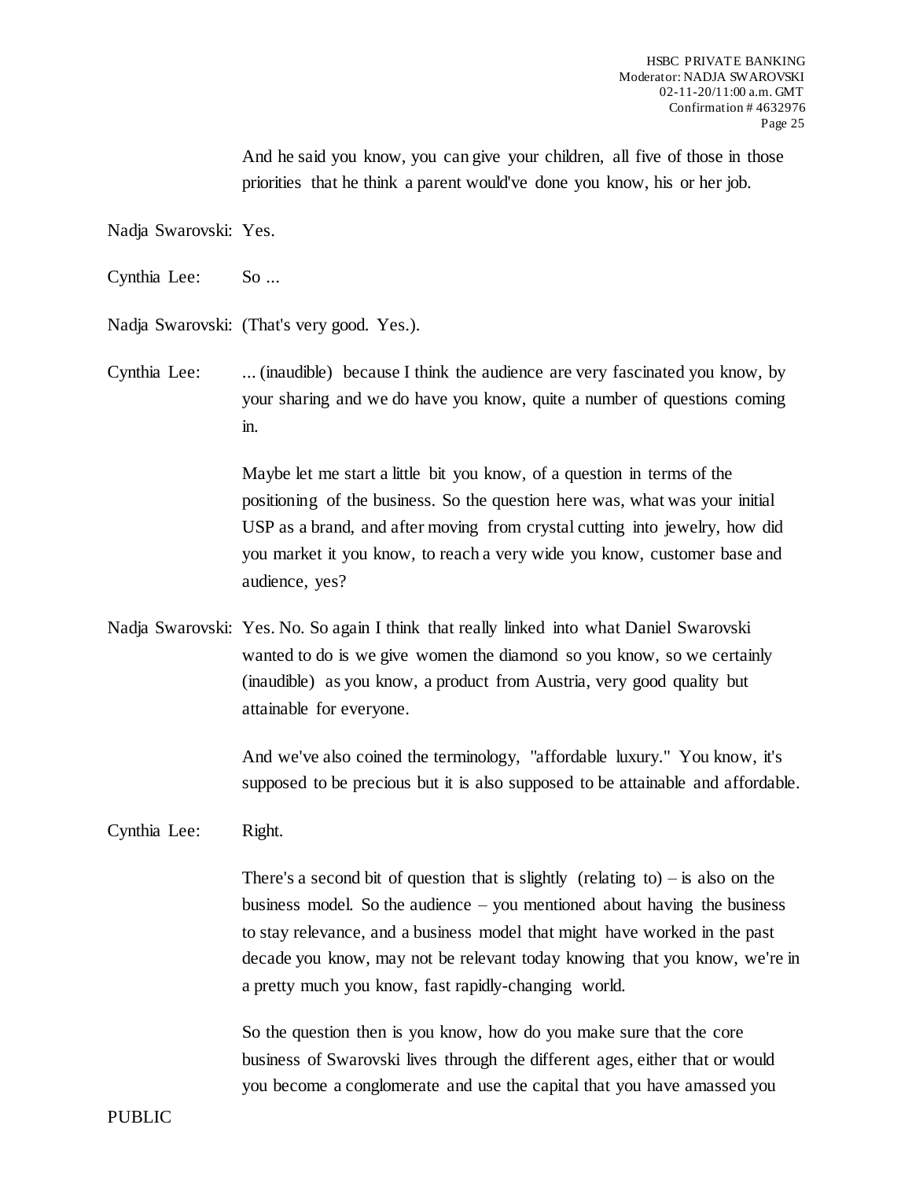And he said you know, you can give your children, all five of those in those priorities that he think a parent would've done you know, his or her job.

Nadja Swarovski: Yes.

Cynthia Lee: So ...

Nadja Swarovski: (That's very good. Yes.).

Cynthia Lee: ... (inaudible) because I think the audience are very fascinated you know, by your sharing and we do have you know, quite a number of questions coming in.

Maybe let me start a little bit you know, of a question in terms of the positioning of the business. So the question here was, what was your initial USP as a brand, and after moving from crystal cutting into jewelry, how did you market it you know, to reach a very wide you know, customer base and audience, yes?

Nadja Swarovski: Yes. No. So again I think that really linked into what Daniel Swarovski wanted to do is we give women the diamond so you know, so we certainly (inaudible) as you know, a product from Austria, very good quality but attainable for everyone.

And we've also coined the terminology, "affordable luxury." You know, it's supposed to be precious but it is also supposed to be attainable and affordable.

Cynthia Lee: Right.

There's a second bit of question that is slightly (relating to) – is also on the business model. So the audience – you mentioned about having the business to stay relevance, and a business model that might have worked in the past decade you know, may not be relevant today knowing that you know, we're in a pretty much you know, fast rapidly-changing world.

So the question then is you know, how do you make sure that the core business of Swarovski lives through the different ages, either that or would you become a conglomerate and use the capital that you have amassed you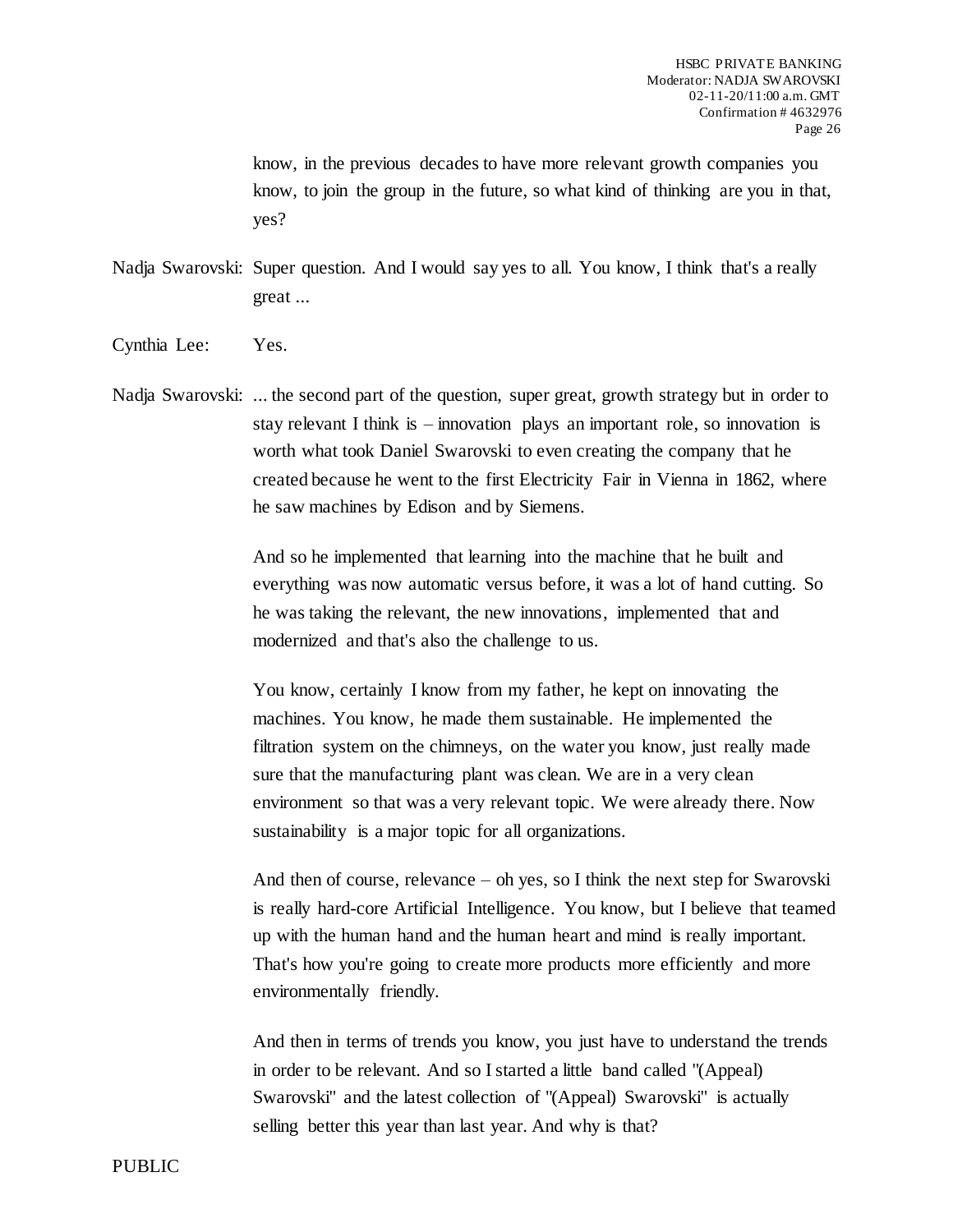know, in the previous decades to have more relevant growth companies you know, to join the group in the future, so what kind of thinking are you in that, yes?

Nadja Swarovski: Super question. And I would say yes to all. You know, I think that's a really great ...

Cynthia Lee: Yes.

Nadja Swarovski: ... the second part of the question, super great, growth strategy but in order to stay relevant I think is – innovation plays an important role, so innovation is worth what took Daniel Swarovski to even creating the company that he created because he went to the first Electricity Fair in Vienna in 1862, where he saw machines by Edison and by Siemens.

And so he implemented that learning into the machine that he built and everything was now automatic versus before, it was a lot of hand cutting. So he was taking the relevant, the new innovations, implemented that and modernized and that's also the challenge to us.

You know, certainly I know from my father, he kept on innovating the machines. You know, he made them sustainable. He implemented the filtration system on the chimneys, on the water you know, just really made sure that the manufacturing plant was clean. We are in a very clean environment so that was a very relevant topic. We were already there. Now sustainability is a major topic for all organizations.

And then of course, relevance – oh yes, so I think the next step for Swarovski is really hard-core Artificial Intelligence. You know, but I believe that teamed up with the human hand and the human heart and mind is really important. That's how you're going to create more products more efficiently and more environmentally friendly.

And then in terms of trends you know, you just have to understand the trends in order to be relevant. And so I started a little band called "(Appeal) Swarovski" and the latest collection of "(Appeal) Swarovski" is actually selling better this year than last year. And why is that?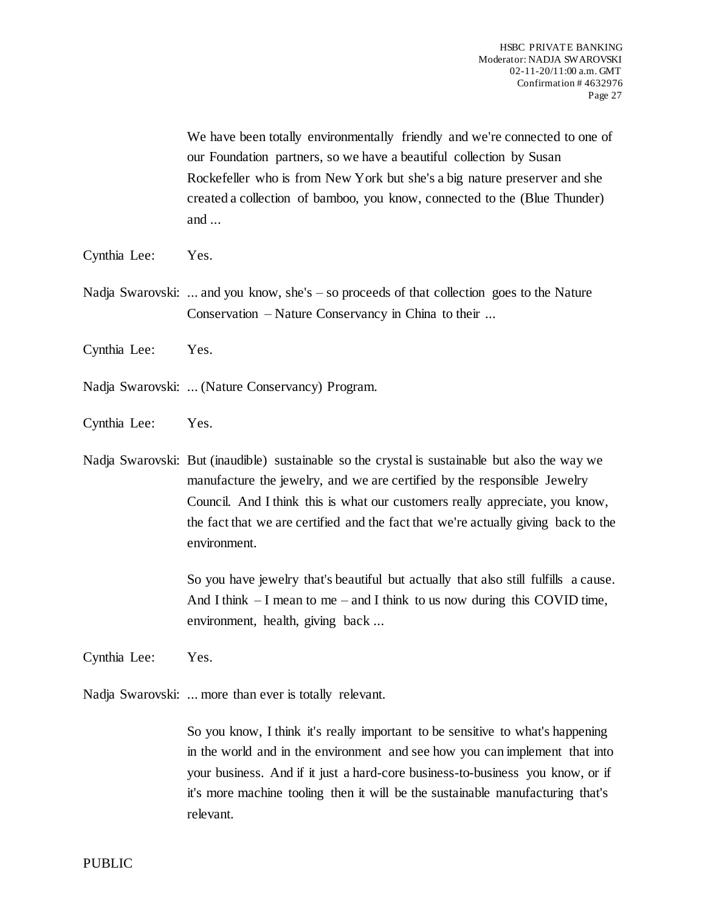We have been totally environmentally friendly and we're connected to one of our Foundation partners, so we have a beautiful collection by Susan Rockefeller who is from New York but she's a big nature preserver and she created a collection of bamboo, you know, connected to the (Blue Thunder) and ...

Cynthia Lee: Yes.

Nadja Swarovski: ... and you know, she's – so proceeds of that collection goes to the Nature Conservation – Nature Conservancy in China to their ...

Cynthia Lee: Yes.

Nadja Swarovski: ... (Nature Conservancy) Program.

Cynthia Lee: Yes.

Nadja Swarovski: But (inaudible) sustainable so the crystal is sustainable but also the way we manufacture the jewelry, and we are certified by the responsible Jewelry Council. And I think this is what our customers really appreciate, you know, the fact that we are certified and the fact that we're actually giving back to the environment.

So you have jewelry that's beautiful but actually that also still fulfills a cause. And I think – I mean to me – and I think to us now during this COVID time, environment, health, giving back ...

Cynthia Lee: Yes.

Nadja Swarovski: ... more than ever is totally relevant.

So you know, I think it's really important to be sensitive to what's happening in the world and in the environment and see how you can implement that into your business. And if it just a hard-core business-to-business you know, or if it's more machine tooling then it will be the sustainable manufacturing that's relevant.

PUBLIC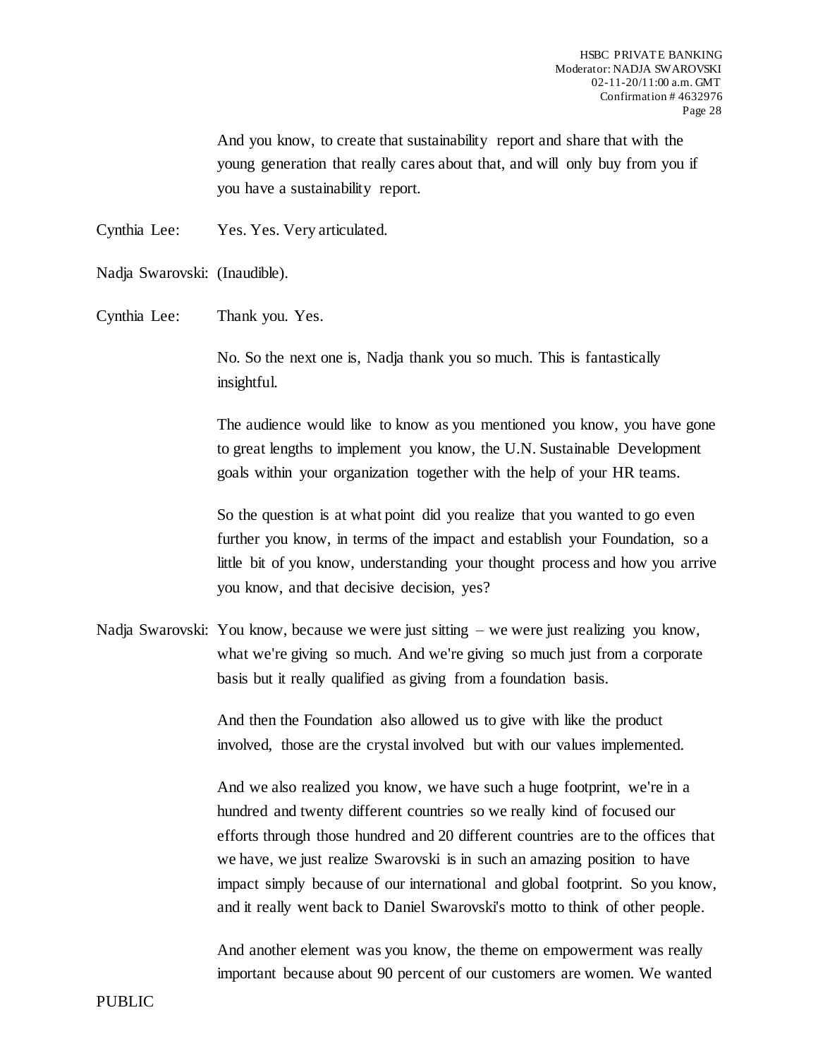And you know, to create that sustainability report and share that with the young generation that really cares about that, and will only buy from you if you have a sustainability report.

Cynthia Lee: Yes. Yes. Very articulated.

Nadja Swarovski: (Inaudible).

Cynthia Lee: Thank you. Yes.

No. So the next one is, Nadja thank you so much. This is fantastically insightful.

The audience would like to know as you mentioned you know, you have gone to great lengths to implement you know, the U.N. Sustainable Development goals within your organization together with the help of your HR teams.

So the question is at what point did you realize that you wanted to go even further you know, in terms of the impact and establish your Foundation, so a little bit of you know, understanding your thought process and how you arrive you know, and that decisive decision, yes?

Nadja Swarovski: You know, because we were just sitting – we were just realizing you know, what we're giving so much. And we're giving so much just from a corporate basis but it really qualified as giving from a foundation basis.

And then the Foundation also allowed us to give with like the product involved, those are the crystal involved but with our values implemented.

And we also realized you know, we have such a huge footprint, we're in a hundred and twenty different countries so we really kind of focused our efforts through those hundred and 20 different countries are to the offices that we have, we just realize Swarovski is in such an amazing position to have impact simply because of our international and global footprint. So you know, and it really went back to Daniel Swarovski's motto to think of other people.

And another element was you know, the theme on empowerment was really important because about 90 percent of our customers are women. We wanted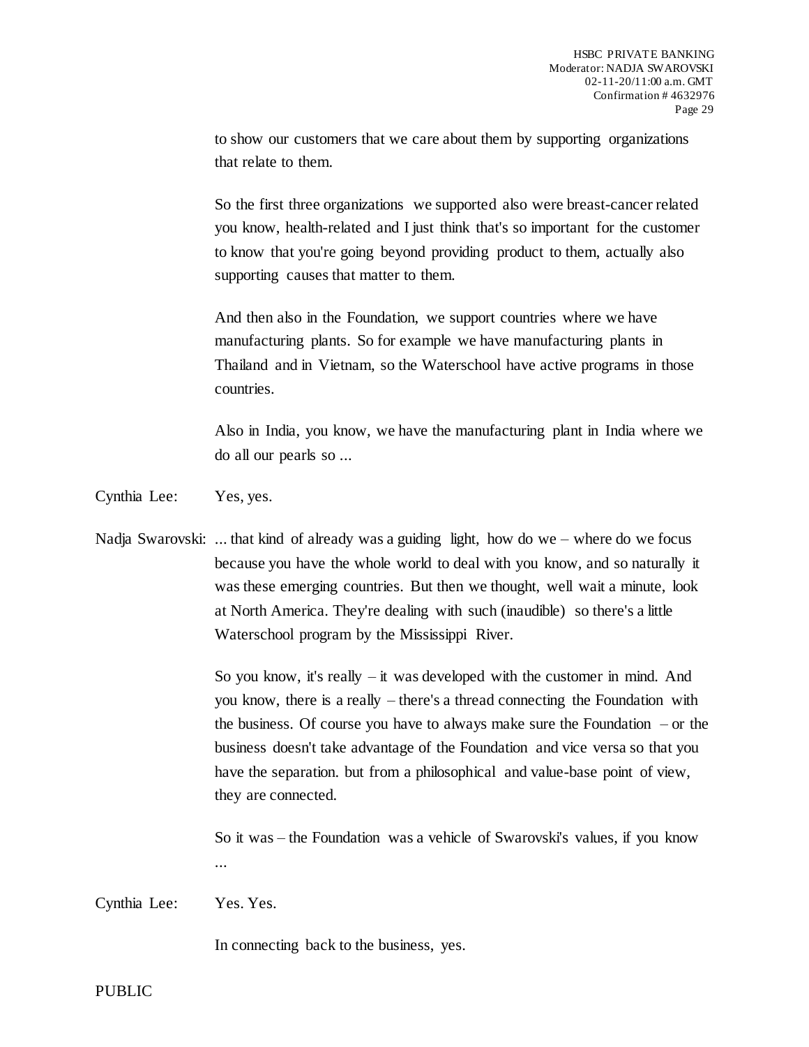to show our customers that we care about them by supporting organizations that relate to them.

So the first three organizations we supported also were breast-cancer related you know, health-related and I just think that's so important for the customer to know that you're going beyond providing product to them, actually also supporting causes that matter to them.

And then also in the Foundation, we support countries where we have manufacturing plants. So for example we have manufacturing plants in Thailand and in Vietnam, so the Waterschool have active programs in those countries.

Also in India, you know, we have the manufacturing plant in India where we do all our pearls so ...

Cynthia Lee: Yes, yes.

Nadja Swarovski: ... that kind of already was a guiding light, how do we – where do we focus because you have the whole world to deal with you know, and so naturally it was these emerging countries. But then we thought, well wait a minute, look at North America. They're dealing with such (inaudible) so there's a little Waterschool program by the Mississippi River.

So you know, it's really – it was developed with the customer in mind. And you know, there is a really – there's a thread connecting the Foundation with the business. Of course you have to always make sure the Foundation – or the business doesn't take advantage of the Foundation and vice versa so that you have the separation. but from a philosophical and value-base point of view, they are connected.

So it was – the Foundation was a vehicle of Swarovski's values, if you know ...

Cynthia Lee: Yes. Yes.

In connecting back to the business, yes.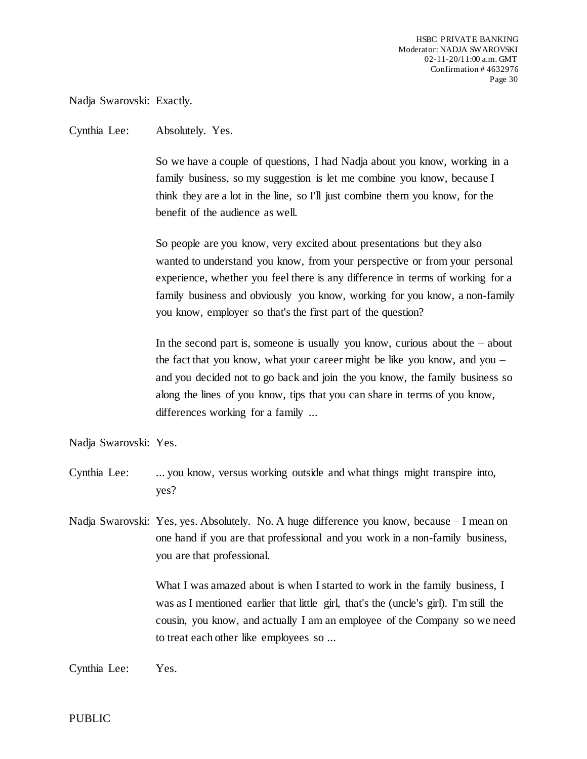Nadja Swarovski: Exactly.

Cynthia Lee: Absolutely. Yes.

So we have a couple of questions, I had Nadja about you know, working in a family business, so my suggestion is let me combine you know, because I think they are a lot in the line, so I'll just combine them you know, for the benefit of the audience as well.

So people are you know, very excited about presentations but they also wanted to understand you know, from your perspective or from your personal experience, whether you feel there is any difference in terms of working for a family business and obviously you know, working for you know, a non-family you know, employer so that's the first part of the question?

In the second part is, someone is usually you know, curious about the – about the fact that you know, what your career might be like you know, and you – and you decided not to go back and join the you know, the family business so along the lines of you know, tips that you can share in terms of you know, differences working for a family ...

Nadja Swarovski: Yes.

Cynthia Lee: ... you know, versus working outside and what things might transpire into, yes?

Nadja Swarovski: Yes, yes. Absolutely. No. A huge difference you know, because – I mean on one hand if you are that professional and you work in a non-family business, you are that professional.

What I was amazed about is when I started to work in the family business, I was as I mentioned earlier that little girl, that's the (uncle's girl). I'm still the cousin, you know, and actually I am an employee of the Company so we need to treat each other like employees so ...

Cynthia Lee: Yes.

PUBLIC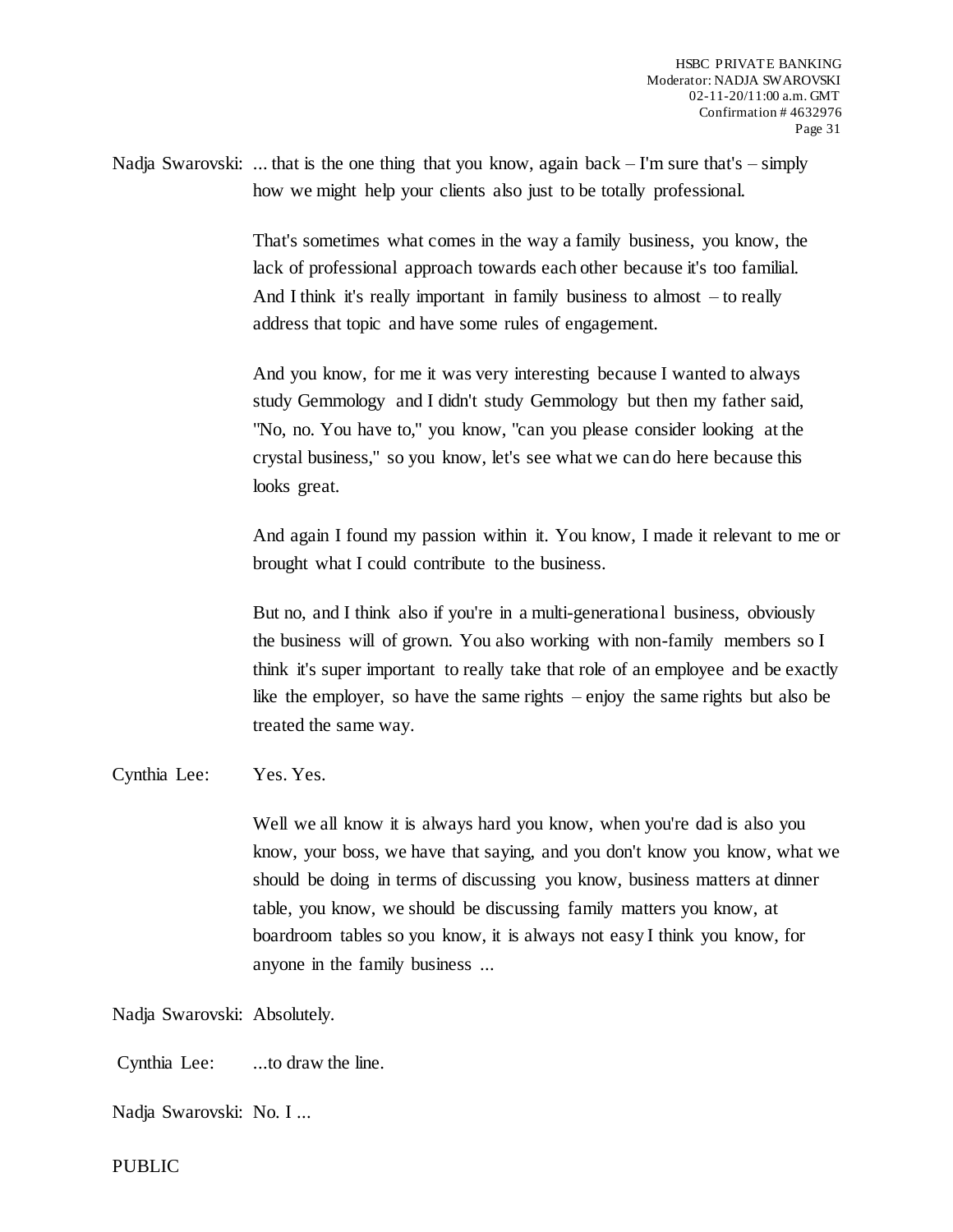Nadja Swarovski: ... that is the one thing that you know, again back – I'm sure that's – simply how we might help your clients also just to be totally professional.

That's sometimes what comes in the way a family business, you know, the lack of professional approach towards each other because it's too familial. And I think it's really important in family business to almost – to really address that topic and have some rules of engagement.

And you know, for me it was very interesting because I wanted to always study Gemmology and I didn't study Gemmology but then my father said, "No, no. You have to," you know, "can you please consider looking at the crystal business," so you know, let's see what we can do here because this looks great.

And again I found my passion within it. You know, I made it relevant to me or brought what I could contribute to the business.

But no, and I think also if you're in a multi-generational business, obviously the business will of grown. You also working with non-family members so I think it's super important to really take that role of an employee and be exactly like the employer, so have the same rights – enjoy the same rights but also be treated the same way.

Cynthia Lee: Yes. Yes.

Well we all know it is always hard you know, when you're dad is also you know, your boss, we have that saying, and you don't know you know, what we should be doing in terms of discussing you know, business matters at dinner table, you know, we should be discussing family matters you know, at boardroom tables so you know, it is always not easy I think you know, for anyone in the family business ...

Nadja Swarovski: Absolutely.

Cynthia Lee: ...to draw the line.

Nadja Swarovski: No. I ...

PUBLIC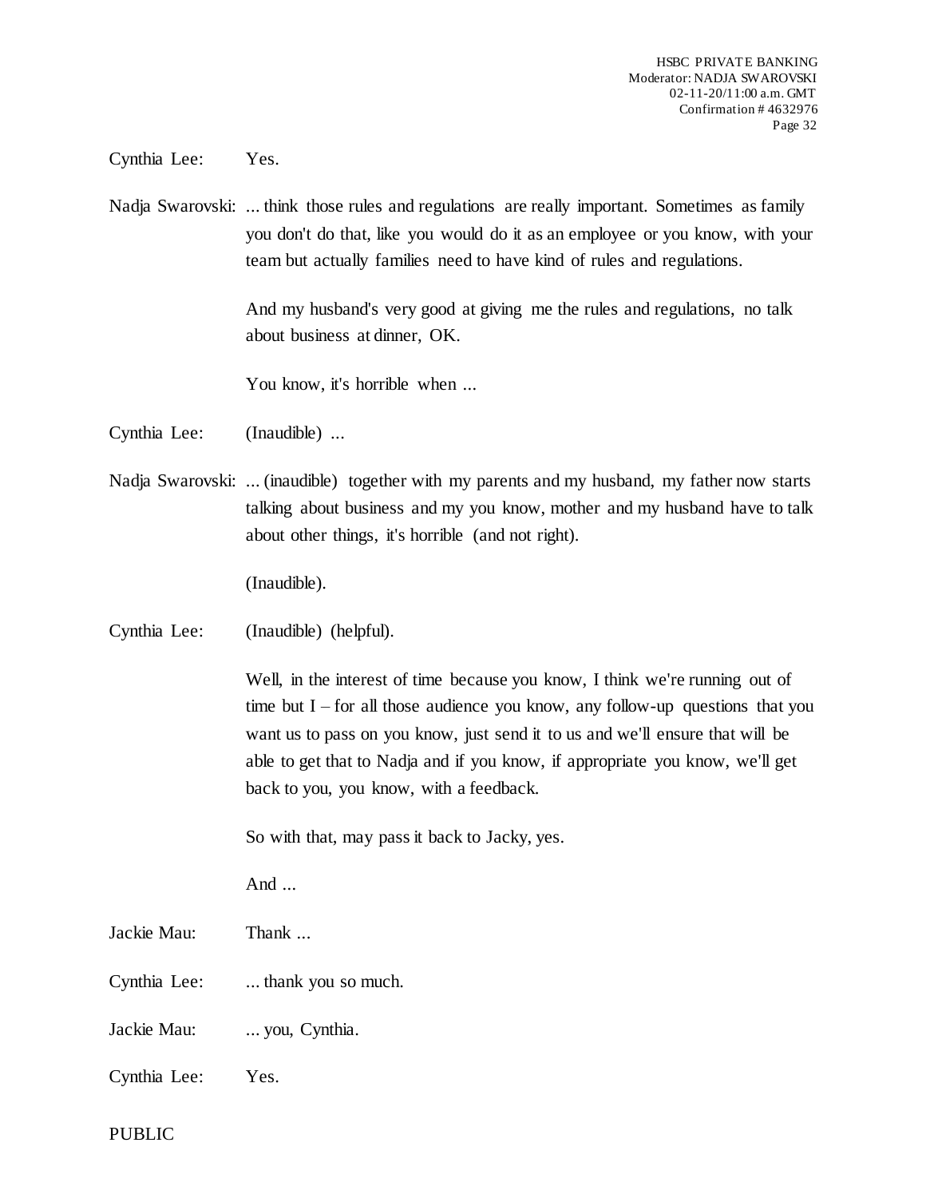Cynthia Lee: Yes.

Nadja Swarovski: ... think those rules and regulations are really important. Sometimes as family you don't do that, like you would do it as an employee or you know, with your team but actually families need to have kind of rules and regulations.

And my husband's very good at giving me the rules and regulations, no talk about business at dinner, OK.

You know, it's horrible when ...

Cynthia Lee: (Inaudible) ...

Nadja Swarovski: ... (inaudible) together with my parents and my husband, my father now starts talking about business and my you know, mother and my husband have to talk about other things, it's horrible (and not right).

(Inaudible).

Cynthia Lee: (Inaudible) (helpful).

Well, in the interest of time because you know, I think we're running out of time but I – for all those audience you know, any follow-up questions that you want us to pass on you know, just send it to us and we'll ensure that will be able to get that to Nadja and if you know, if appropriate you know, we'll get back to you, you know, with a feedback.

So with that, may pass it back to Jacky, yes.

And ...

Jackie Mau: Thank ...

Cynthia Lee: ... thank you so much.

Jackie Mau: ... you, Cynthia.

Cynthia Lee: Yes.

PUBLIC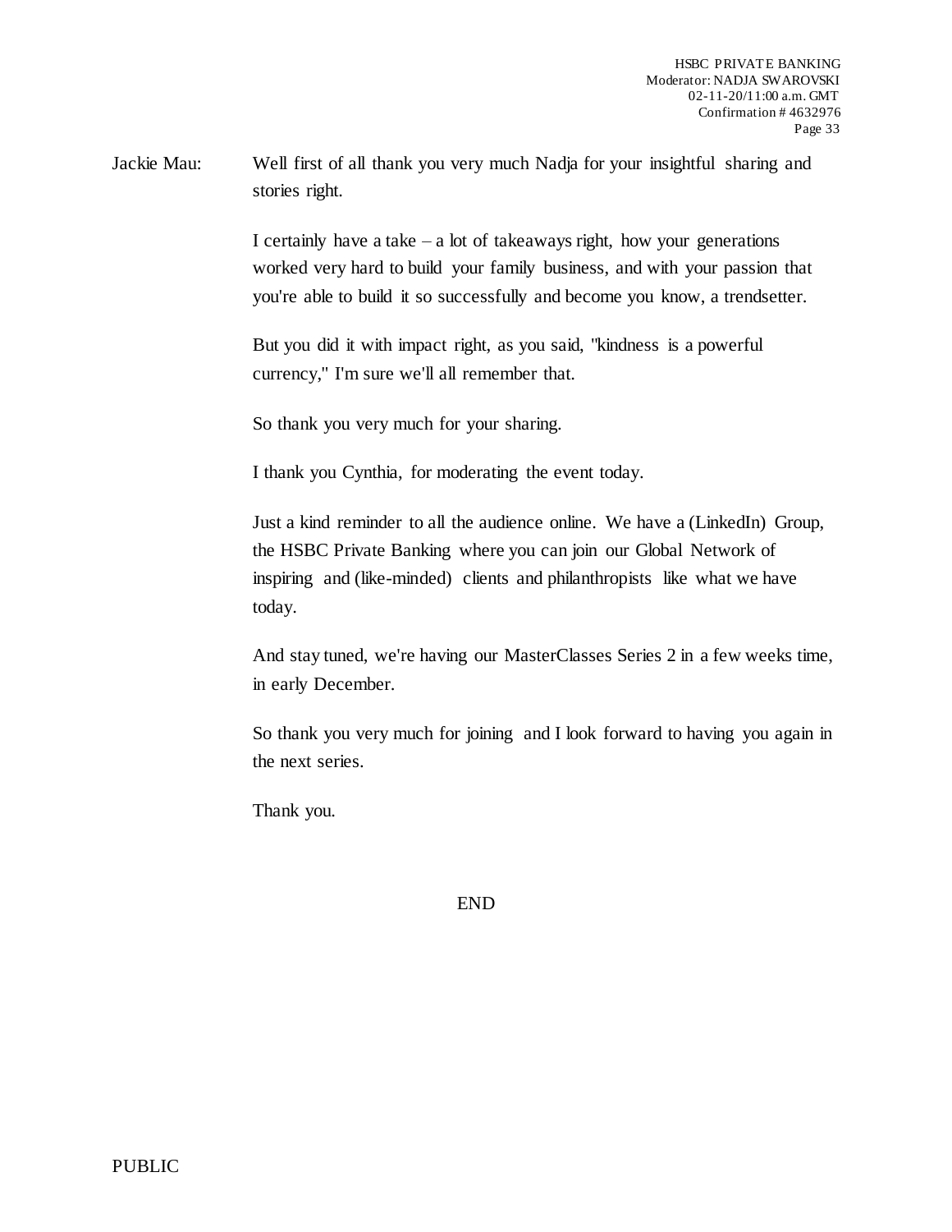Jackie Mau: Well first of all thank you very much Nadja for your insightful sharing and stories right.

I certainly have a take – a lot of takeaways right, how your generations worked very hard to build your family business, and with your passion that you're able to build it so successfully and become you know, a trendsetter.

But you did it with impact right, as you said, "kindness is a powerful currency," I'm sure we'll all remember that.

So thank you very much for your sharing.

I thank you Cynthia, for moderating the event today.

Just a kind reminder to all the audience online. We have a (LinkedIn) Group, the HSBC Private Banking where you can join our Global Network of inspiring and (like-minded) clients and philanthropists like what we have today.

And stay tuned, we're having our MasterClasses Series 2 in a few weeks time, in early December.

So thank you very much for joining and I look forward to having you again in the next series.

Thank you.

END